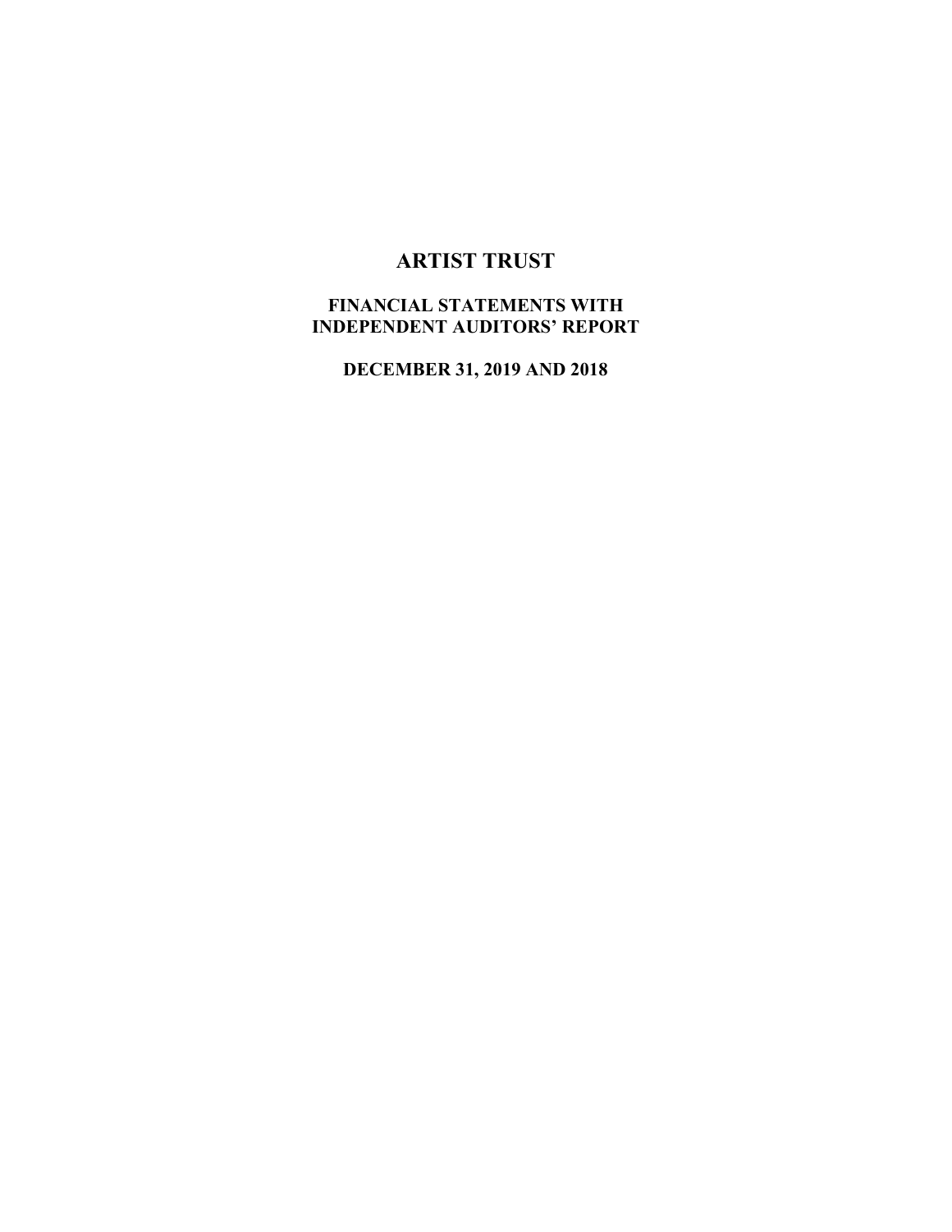# ARTIST TRUST

## FINANCIAL STATEMENTS WITH INDEPENDENT AUDITORS' REPORT

## DECEMBER 31, 2019 AND 2018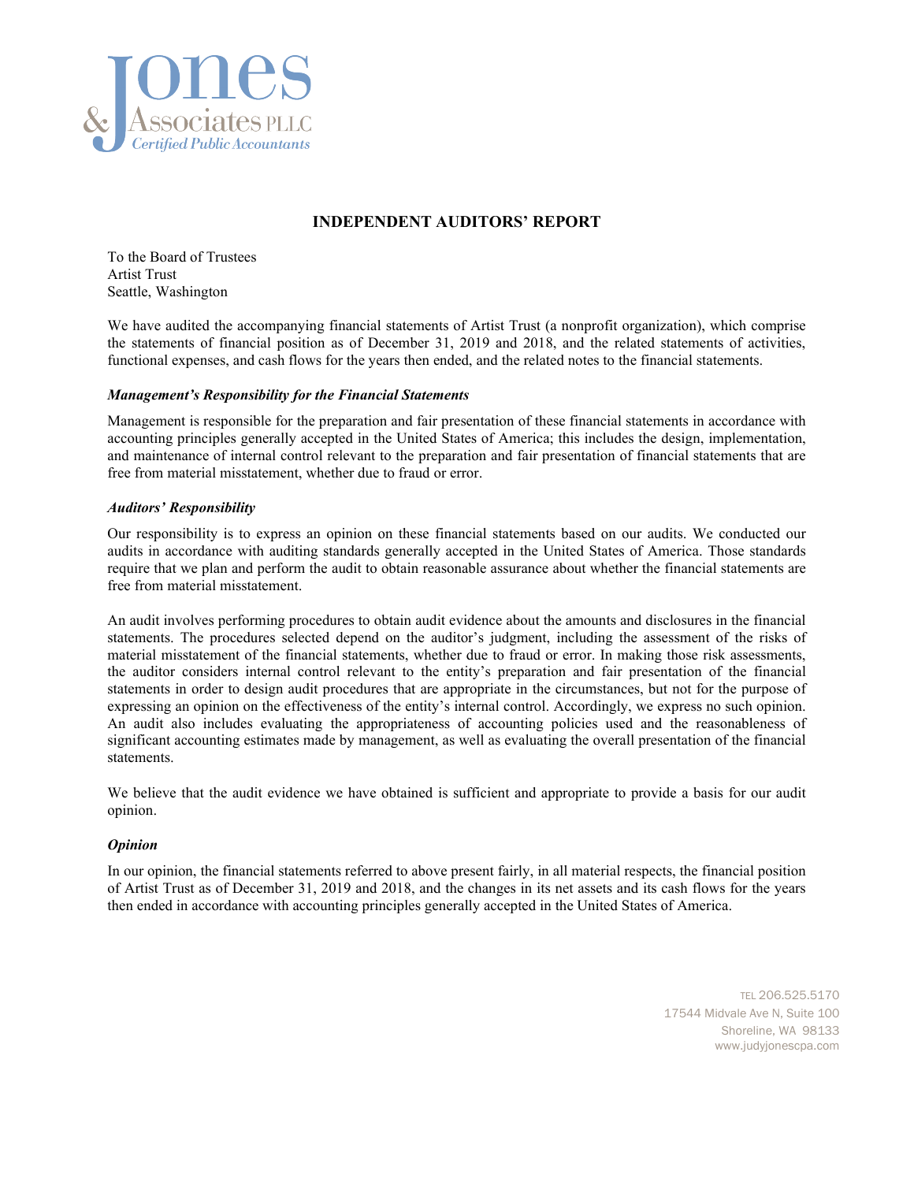Jones & Associates PLLC
Certified Public Accountants

# INDEPENDENT AUDITORS' REPORT

To the Board of Trustees
Artist Trust
Seattle, Washington

We have audited the accompanying financial statements of Artist Trust (a nonprofit organization), which comprise the statements of financial position as of December 31, 2019 and 2018, and the related statements of activities, functional expenses, and cash flows for the years then ended, and the related notes to the financial statements.

***Management's Responsibility for the Financial Statements***

Management is responsible for the preparation and fair presentation of these financial statements in accordance with accounting principles generally accepted in the United States of America; this includes the design, implementation, and maintenance of internal control relevant to the preparation and fair presentation of financial statements that are free from material misstatement, whether due to fraud or error.

***Auditors' Responsibility***

Our responsibility is to express an opinion on these financial statements based on our audits. We conducted our audits in accordance with auditing standards generally accepted in the United States of America. Those standards require that we plan and perform the audit to obtain reasonable assurance about whether the financial statements are free from material misstatement.

An audit involves performing procedures to obtain audit evidence about the amounts and disclosures in the financial statements. The procedures selected depend on the auditor's judgment, including the assessment of the risks of material misstatement of the financial statements, whether due to fraud or error. In making those risk assessments, the auditor considers internal control relevant to the entity's preparation and fair presentation of the financial statements in order to design audit procedures that are appropriate in the circumstances, but not for the purpose of expressing an opinion on the effectiveness of the entity's internal control. Accordingly, we express no such opinion. An audit also includes evaluating the appropriateness of accounting policies used and the reasonableness of significant accounting estimates made by management, as well as evaluating the overall presentation of the financial statements.

We believe that the audit evidence we have obtained is sufficient and appropriate to provide a basis for our audit opinion.

***Opinion***

In our opinion, the financial statements referred to above present fairly, in all material respects, the financial position of Artist Trust as of December 31, 2019 and 2018, and the changes in its net assets and its cash flows for the years then ended in accordance with accounting principles generally accepted in the United States of America.

TEL 206.525.5170
17544 Midvale Ave N, Suite 100
Shoreline, WA 98133
www.judyjonescpa.com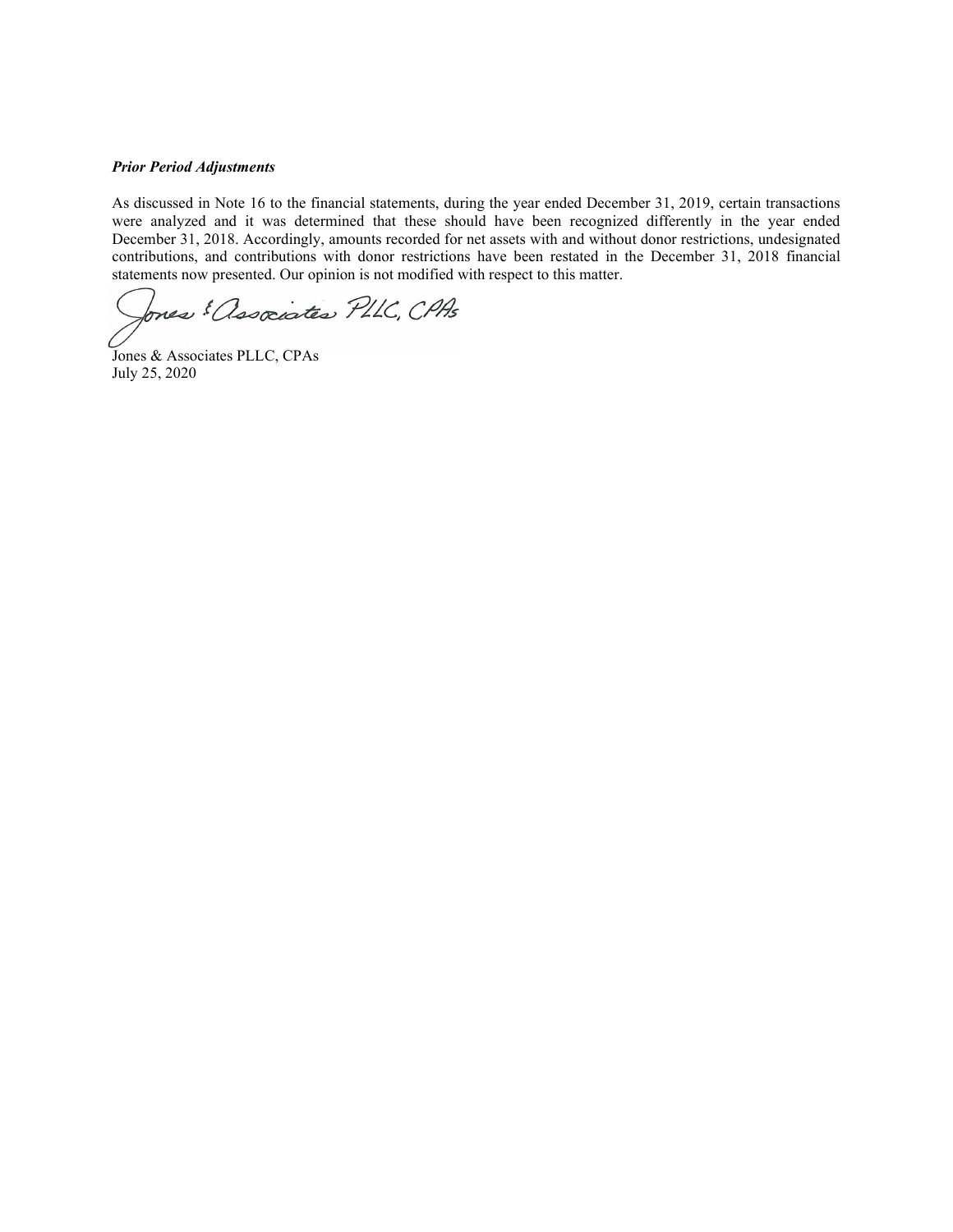***Prior Period Adjustments***

As discussed in Note 16 to the financial statements, during the year ended December 31, 2019, certain transactions were analyzed and it was determined that these should have been recognized differently in the year ended December 31, 2018. Accordingly, amounts recorded for net assets with and without donor restrictions, undesignated contributions, and contributions with donor restrictions have been restated in the December 31, 2018 financial statements now presented. Our opinion is not modified with respect to this matter.

Jones & Associates PLLC, CPAs

Jones & Associates PLLC, CPAs
July 25, 2020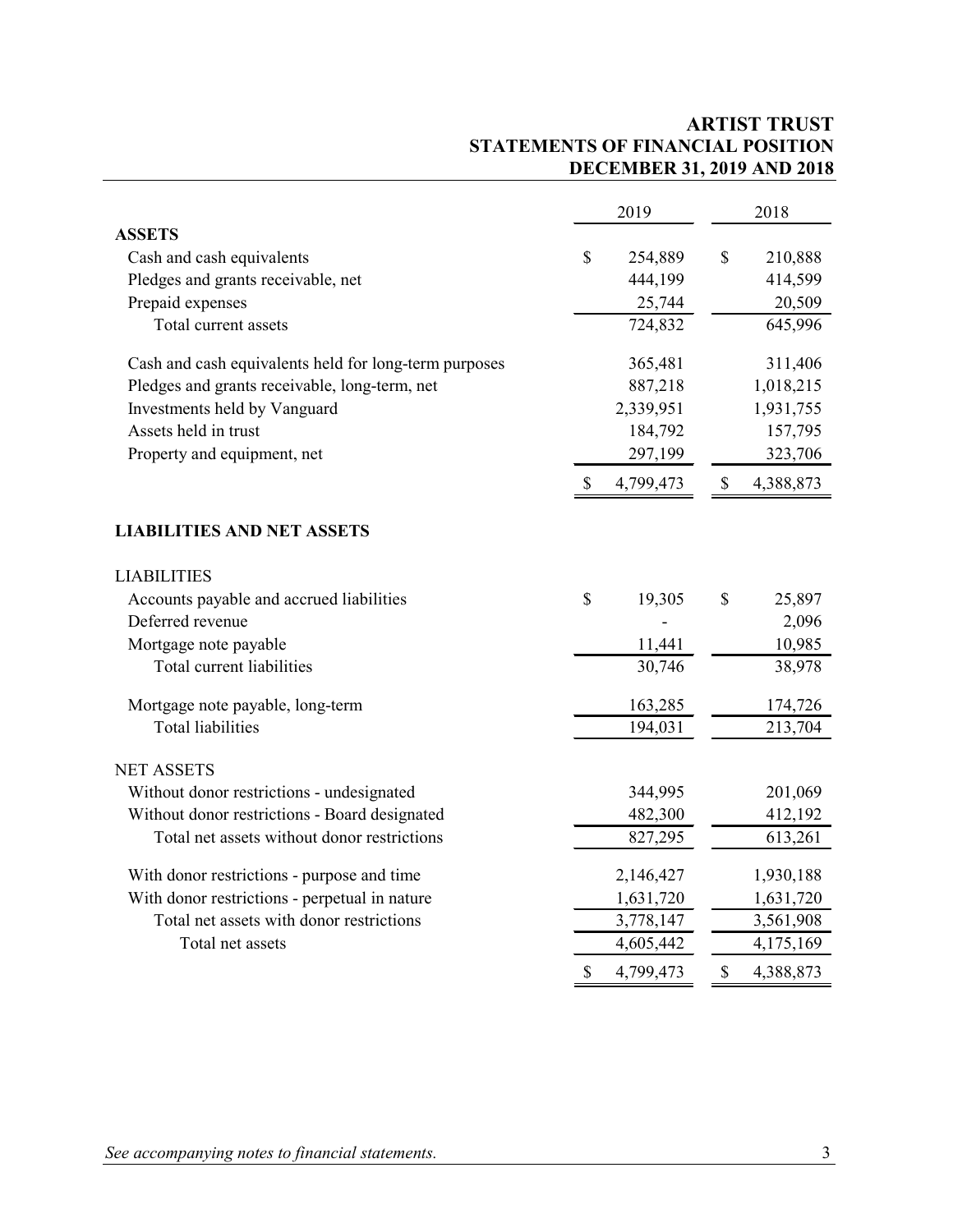# ARTIST TRUST
## STATEMENTS OF FINANCIAL POSITION
### DECEMBER 31, 2019 AND 2018

| | 2019 | 2018 |
|---|---|---|
| **ASSETS** | | |
| Cash and cash equivalents | $ 254,889 | $ 210,888 |
| Pledges and grants receivable, net | 444,199 | 414,599 |
| Prepaid expenses | 25,744 | 20,509 |
| Total current assets | 724,832 | 645,996 |
| Cash and cash equivalents held for long-term purposes | 365,481 | 311,406 |
| Pledges and grants receivable, long-term, net | 887,218 | 1,018,215 |
| Investments held by Vanguard | 2,339,951 | 1,931,755 |
| Assets held in trust | 184,792 | 157,795 |
| Property and equipment, net | 297,199 | 323,706 |
| | $ 4,799,473 | $ 4,388,873 |
| **LIABILITIES AND NET ASSETS** | | |
| LIABILITIES | | |
| Accounts payable and accrued liabilities | $ 19,305 | $ 25,897 |
| Deferred revenue | - | 2,096 |
| Mortgage note payable | 11,441 | 10,985 |
| Total current liabilities | 30,746 | 38,978 |
| Mortgage note payable, long-term | 163,285 | 174,726 |
| Total liabilities | 194,031 | 213,704 |
| NET ASSETS | | |
| Without donor restrictions - undesignated | 344,995 | 201,069 |
| Without donor restrictions - Board designated | 482,300 | 412,192 |
| Total net assets without donor restrictions | 827,295 | 613,261 |
| With donor restrictions - purpose and time | 2,146,427 | 1,930,188 |
| With donor restrictions - perpetual in nature | 1,631,720 | 1,631,720 |
| Total net assets with donor restrictions | 3,778,147 | 3,561,908 |
| Total net assets | 4,605,442 | 4,175,169 |
| | $ 4,799,473 | $ 4,388,873 |

*See accompanying notes to financial statements.*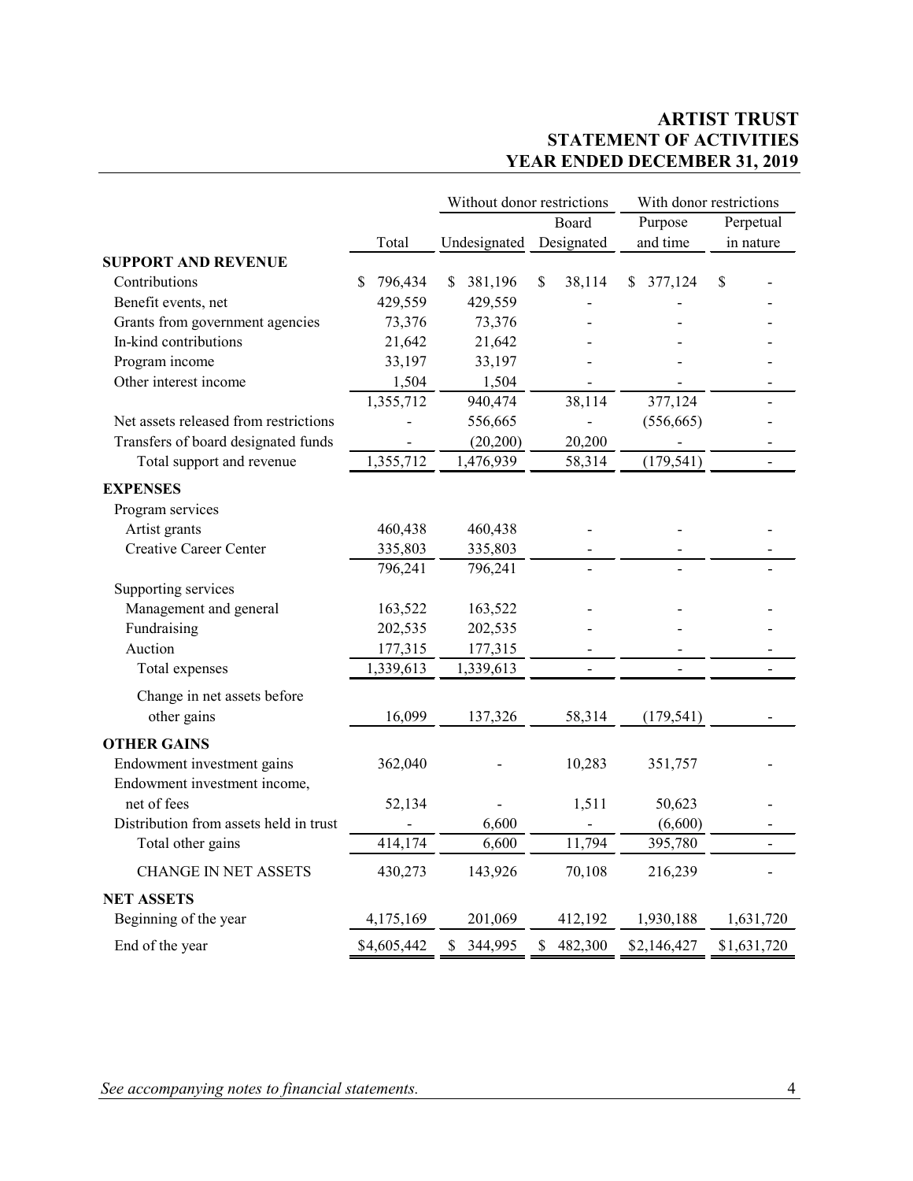# ARTIST TRUST
## STATEMENT OF ACTIVITIES
## YEAR ENDED DECEMBER 31, 2019

| | | Without donor restrictions | | With donor restrictions | |
|---|---|---|---|---|---|
| | Total | Undesignated | Board Designated | Purpose and time | Perpetual in nature |
| **SUPPORT AND REVENUE** | | | | | |
| Contributions | $ 796,434 | $ 381,196 | $ 38,114 | $ 377,124 | $ - |
| Benefit events, net | 429,559 | 429,559 | - | - | - |
| Grants from government agencies | 73,376 | 73,376 | - | - | - |
| In-kind contributions | 21,642 | 21,642 | - | - | - |
| Program income | 33,197 | 33,197 | - | - | - |
| Other interest income | 1,504 | 1,504 | - | - | - |
| | 1,355,712 | 940,474 | 38,114 | 377,124 | - |
| Net assets released from restrictions | - | 556,665 | - | (556,665) | - |
| Transfers of board designated funds | - | (20,200) | 20,200 | - | - |
| Total support and revenue | 1,355,712 | 1,476,939 | 58,314 | (179,541) | - |
| **EXPENSES** | | | | | |
| Program services | | | | | |
| Artist grants | 460,438 | 460,438 | - | - | - |
| Creative Career Center | 335,803 | 335,803 | - | - | - |
| | 796,241 | 796,241 | - | - | - |
| Supporting services | | | | | |
| Management and general | 163,522 | 163,522 | - | - | - |
| Fundraising | 202,535 | 202,535 | - | - | - |
| Auction | 177,315 | 177,315 | - | - | - |
| Total expenses | 1,339,613 | 1,339,613 | - | - | - |
| Change in net assets before other gains | 16,099 | 137,326 | 58,314 | (179,541) | - |
| **OTHER GAINS** | | | | | |
| Endowment investment gains | 362,040 | - | 10,283 | 351,757 | - |
| Endowment investment income, net of fees | 52,134 | - | 1,511 | 50,623 | - |
| Distribution from assets held in trust | - | 6,600 | - | (6,600) | - |
| Total other gains | 414,174 | 6,600 | 11,794 | 395,780 | - |
| CHANGE IN NET ASSETS | 430,273 | 143,926 | 70,108 | 216,239 | - |
| **NET ASSETS** | | | | | |
| Beginning of the year | 4,175,169 | 201,069 | 412,192 | 1,930,188 | 1,631,720 |
| End of the year | $4,605,442 | $ 344,995 | $ 482,300 | $2,146,427 | $1,631,720 |

*See accompanying notes to financial statements.*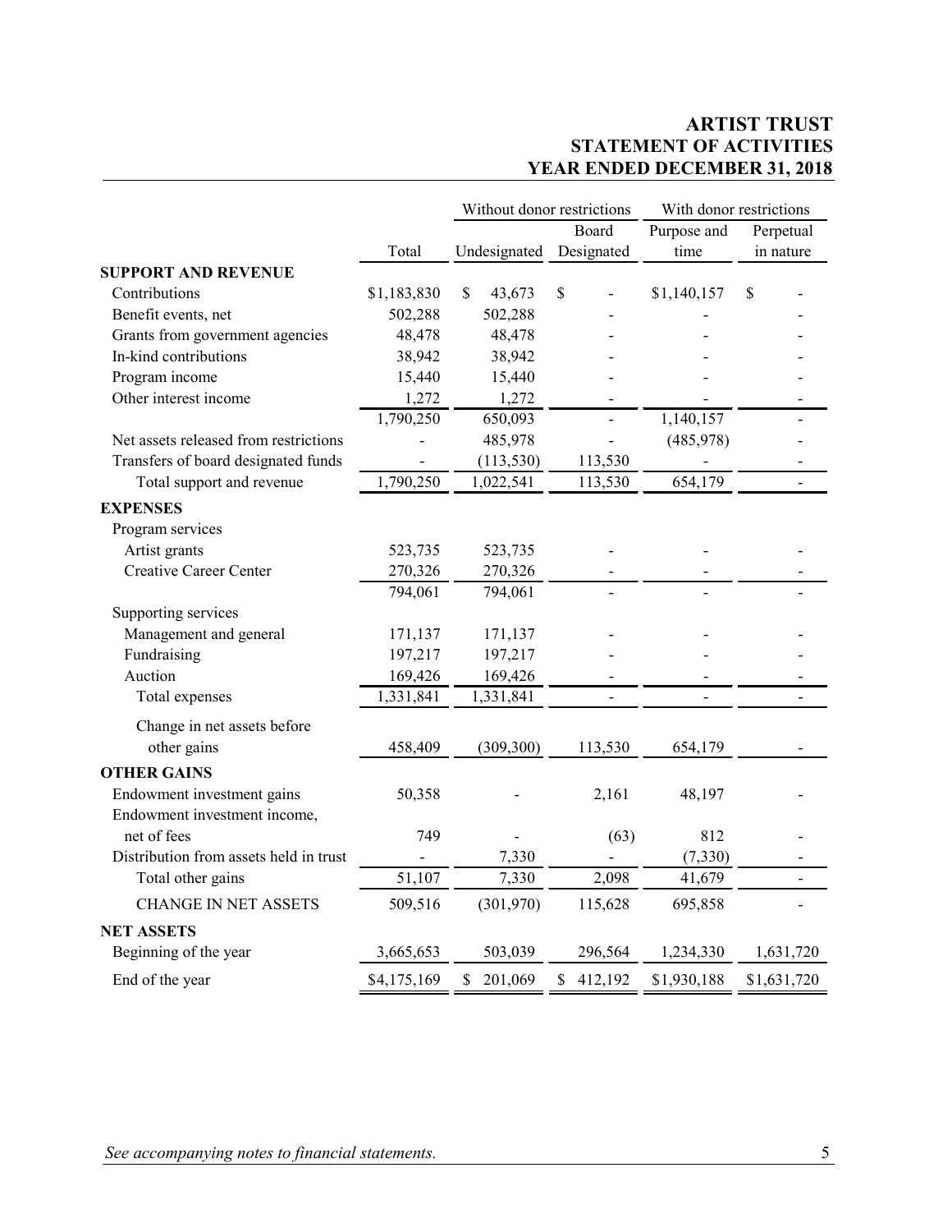# ARTIST TRUST
## STATEMENT OF ACTIVITIES
## YEAR ENDED DECEMBER 31, 2018

| | | Without donor restrictions | | With donor restrictions | |
|---|---|---|---|---|---|
| | Total | Undesignated | Board Designated | Purpose and time | Perpetual in nature |
| **SUPPORT AND REVENUE** | | | | | |
| Contributions | $1,183,830 | $ 43,673 | $ - | $1,140,157 | $ - |
| Benefit events, net | 502,288 | 502,288 | - | - | - |
| Grants from government agencies | 48,478 | 48,478 | - | - | - |
| In-kind contributions | 38,942 | 38,942 | - | - | - |
| Program income | 15,440 | 15,440 | - | - | - |
| Other interest income | 1,272 | 1,272 | - | - | - |
| | 1,790,250 | 650,093 | - | 1,140,157 | - |
| Net assets released from restrictions | - | 485,978 | - | (485,978) | - |
| Transfers of board designated funds | - | (113,530) | 113,530 | - | - |
| Total support and revenue | 1,790,250 | 1,022,541 | 113,530 | 654,179 | - |
| **EXPENSES** | | | | | |
| Program services | | | | | |
| Artist grants | 523,735 | 523,735 | - | - | - |
| Creative Career Center | 270,326 | 270,326 | - | - | - |
| | 794,061 | 794,061 | - | - | - |
| Supporting services | | | | | |
| Management and general | 171,137 | 171,137 | - | - | - |
| Fundraising | 197,217 | 197,217 | - | - | - |
| Auction | 169,426 | 169,426 | - | - | - |
| Total expenses | 1,331,841 | 1,331,841 | - | - | - |
| Change in net assets before other gains | 458,409 | (309,300) | 113,530 | 654,179 | - |
| **OTHER GAINS** | | | | | |
| Endowment investment gains | 50,358 | - | 2,161 | 48,197 | - |
| Endowment investment income, net of fees | 749 | - | (63) | 812 | - |
| Distribution from assets held in trust | - | 7,330 | - | (7,330) | - |
| Total other gains | 51,107 | 7,330 | 2,098 | 41,679 | - |
| CHANGE IN NET ASSETS | 509,516 | (301,970) | 115,628 | 695,858 | - |
| **NET ASSETS** | | | | | |
| Beginning of the year | 3,665,653 | 503,039 | 296,564 | 1,234,330 | 1,631,720 |
| End of the year | $4,175,169 | $ 201,069 | $ 412,192 | $1,930,188 | $1,631,720 |

*See accompanying notes to financial statements.*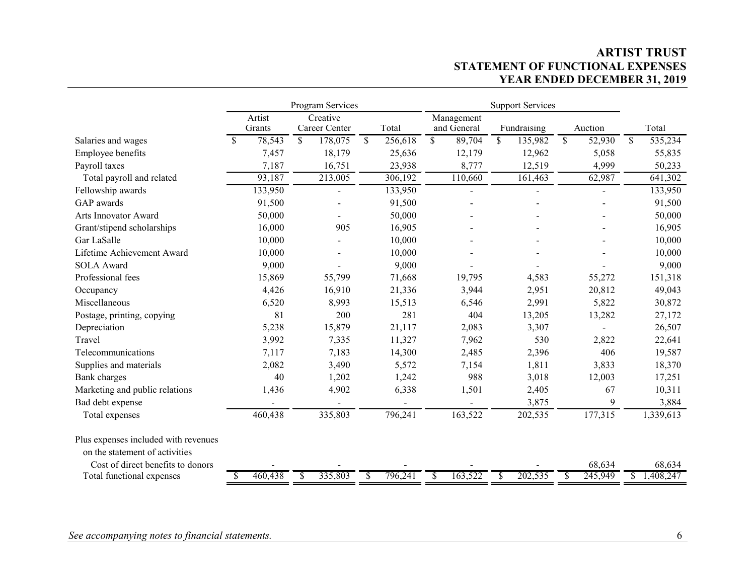# ARTIST TRUST
## STATEMENT OF FUNCTIONAL EXPENSES
## YEAR ENDED DECEMBER 31, 2019

| | Program Services | | | Support Services | | | |
|---|---|---|---|---|---|---|---|
| | Artist Grants | Creative Career Center | Total | Management and General | Fundraising | Auction | Total |
| Salaries and wages | $ 78,543 | $ 178,075 | $ 256,618 | $ 89,704 | $ 135,982 | $ 52,930 | $ 535,234 |
| Employee benefits | 7,457 | 18,179 | 25,636 | 12,179 | 12,962 | 5,058 | 55,835 |
| Payroll taxes | 7,187 | 16,751 | 23,938 | 8,777 | 12,519 | 4,999 | 50,233 |
| Total payroll and related | 93,187 | 213,005 | 306,192 | 110,660 | 161,463 | 62,987 | 641,302 |
| Fellowship awards | 133,950 | - | 133,950 | - | - | - | 133,950 |
| GAP awards | 91,500 | - | 91,500 | - | - | - | 91,500 |
| Arts Innovator Award | 50,000 | - | 50,000 | - | - | - | 50,000 |
| Grant/stipend scholarships | 16,000 | 905 | 16,905 | - | - | - | 16,905 |
| Gar LaSalle | 10,000 | - | 10,000 | - | - | - | 10,000 |
| Lifetime Achievement Award | 10,000 | - | 10,000 | - | - | - | 10,000 |
| SOLA Award | 9,000 | - | 9,000 | - | - | - | 9,000 |
| Professional fees | 15,869 | 55,799 | 71,668 | 19,795 | 4,583 | 55,272 | 151,318 |
| Occupancy | 4,426 | 16,910 | 21,336 | 3,944 | 2,951 | 20,812 | 49,043 |
| Miscellaneous | 6,520 | 8,993 | 15,513 | 6,546 | 2,991 | 5,822 | 30,872 |
| Postage, printing, copying | 81 | 200 | 281 | 404 | 13,205 | 13,282 | 27,172 |
| Depreciation | 5,238 | 15,879 | 21,117 | 2,083 | 3,307 | - | 26,507 |
| Travel | 3,992 | 7,335 | 11,327 | 7,962 | 530 | 2,822 | 22,641 |
| Telecommunications | 7,117 | 7,183 | 14,300 | 2,485 | 2,396 | 406 | 19,587 |
| Supplies and materials | 2,082 | 3,490 | 5,572 | 7,154 | 1,811 | 3,833 | 18,370 |
| Bank charges | 40 | 1,202 | 1,242 | 988 | 3,018 | 12,003 | 17,251 |
| Marketing and public relations | 1,436 | 4,902 | 6,338 | 1,501 | 2,405 | 67 | 10,311 |
| Bad debt expense | - | - | - | - | 3,875 | 9 | 3,884 |
| Total expenses | 460,438 | 335,803 | 796,241 | 163,522 | 202,535 | 177,315 | 1,339,613 |
| Plus expenses included with revenues on the statement of activities | | | | | | | |
| Cost of direct benefits to donors | - | - | - | - | - | 68,634 | 68,634 |
| Total functional expenses | $ 460,438 | $ 335,803 | $ 796,241 | $ 163,522 | $ 202,535 | $ 245,949 | $ 1,408,247 |

*See accompanying notes to financial statements.*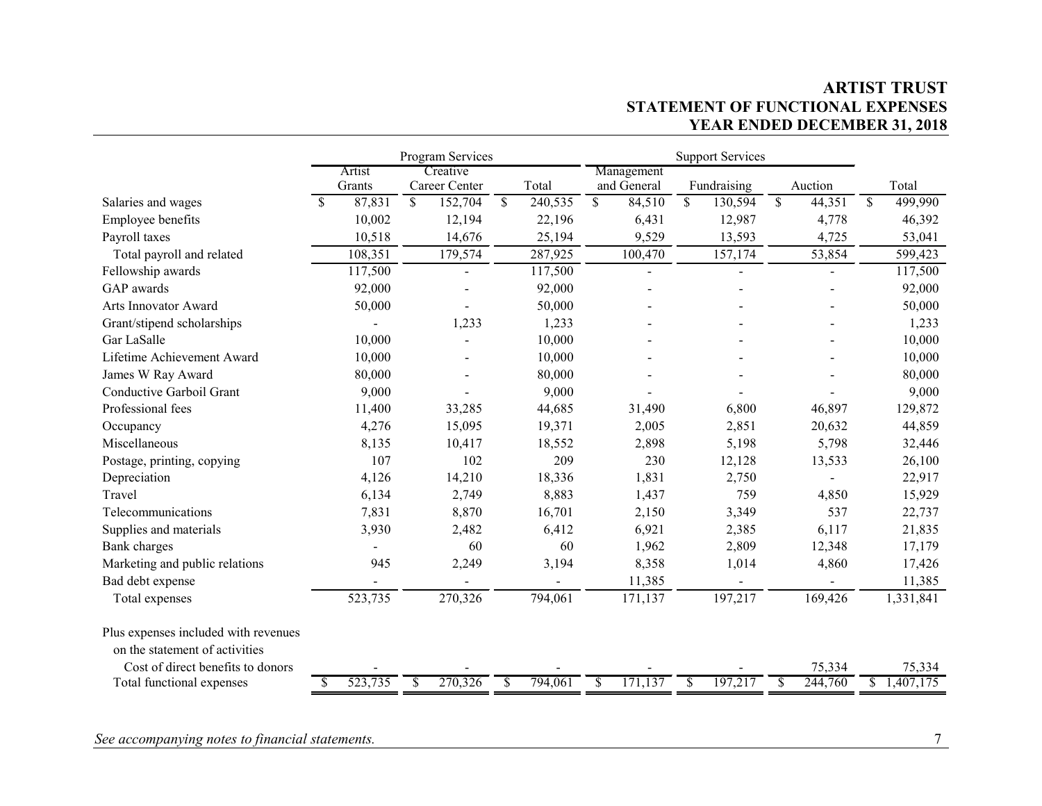# ARTIST TRUST
## STATEMENT OF FUNCTIONAL EXPENSES
## YEAR ENDED DECEMBER 31, 2018

| | Program Services | | | Support Services | | | |
|---|---|---|---|---|---|---|---|
| | Artist Grants | Creative Career Center | Total | Management and General | Fundraising | Auction | Total |
| Salaries and wages | $ 87,831 | $ 152,704 | $ 240,535 | $ 84,510 | $ 130,594 | $ 44,351 | $ 499,990 |
| Employee benefits | 10,002 | 12,194 | 22,196 | 6,431 | 12,987 | 4,778 | 46,392 |
| Payroll taxes | 10,518 | 14,676 | 25,194 | 9,529 | 13,593 | 4,725 | 53,041 |
| Total payroll and related | 108,351 | 179,574 | 287,925 | 100,470 | 157,174 | 53,854 | 599,423 |
| Fellowship awards | 117,500 | - | 117,500 | - | - | - | 117,500 |
| GAP awards | 92,000 | - | 92,000 | - | - | - | 92,000 |
| Arts Innovator Award | 50,000 | - | 50,000 | - | - | - | 50,000 |
| Grant/stipend scholarships | - | 1,233 | 1,233 | - | - | - | 1,233 |
| Gar LaSalle | 10,000 | - | 10,000 | - | - | - | 10,000 |
| Lifetime Achievement Award | 10,000 | - | 10,000 | - | - | - | 10,000 |
| James W Ray Award | 80,000 | - | 80,000 | - | - | - | 80,000 |
| Conductive Garboil Grant | 9,000 | - | 9,000 | - | - | - | 9,000 |
| Professional fees | 11,400 | 33,285 | 44,685 | 31,490 | 6,800 | 46,897 | 129,872 |
| Occupancy | 4,276 | 15,095 | 19,371 | 2,005 | 2,851 | 20,632 | 44,859 |
| Miscellaneous | 8,135 | 10,417 | 18,552 | 2,898 | 5,198 | 5,798 | 32,446 |
| Postage, printing, copying | 107 | 102 | 209 | 230 | 12,128 | 13,533 | 26,100 |
| Depreciation | 4,126 | 14,210 | 18,336 | 1,831 | 2,750 | - | 22,917 |
| Travel | 6,134 | 2,749 | 8,883 | 1,437 | 759 | 4,850 | 15,929 |
| Telecommunications | 7,831 | 8,870 | 16,701 | 2,150 | 3,349 | 537 | 22,737 |
| Supplies and materials | 3,930 | 2,482 | 6,412 | 6,921 | 2,385 | 6,117 | 21,835 |
| Bank charges | - | 60 | 60 | 1,962 | 2,809 | 12,348 | 17,179 |
| Marketing and public relations | 945 | 2,249 | 3,194 | 8,358 | 1,014 | 4,860 | 17,426 |
| Bad debt expense | - | - | - | 11,385 | - | - | 11,385 |
| Total expenses | 523,735 | 270,326 | 794,061 | 171,137 | 197,217 | 169,426 | 1,331,841 |
| Plus expenses included with revenues on the statement of activities | | | | | | | |
| Cost of direct benefits to donors | - | - | - | - | - | 75,334 | 75,334 |
| Total functional expenses | $ 523,735 | $ 270,326 | $ 794,061 | $ 171,137 | $ 197,217 | $ 244,760 | $ 1,407,175 |

*See accompanying notes to financial statements.*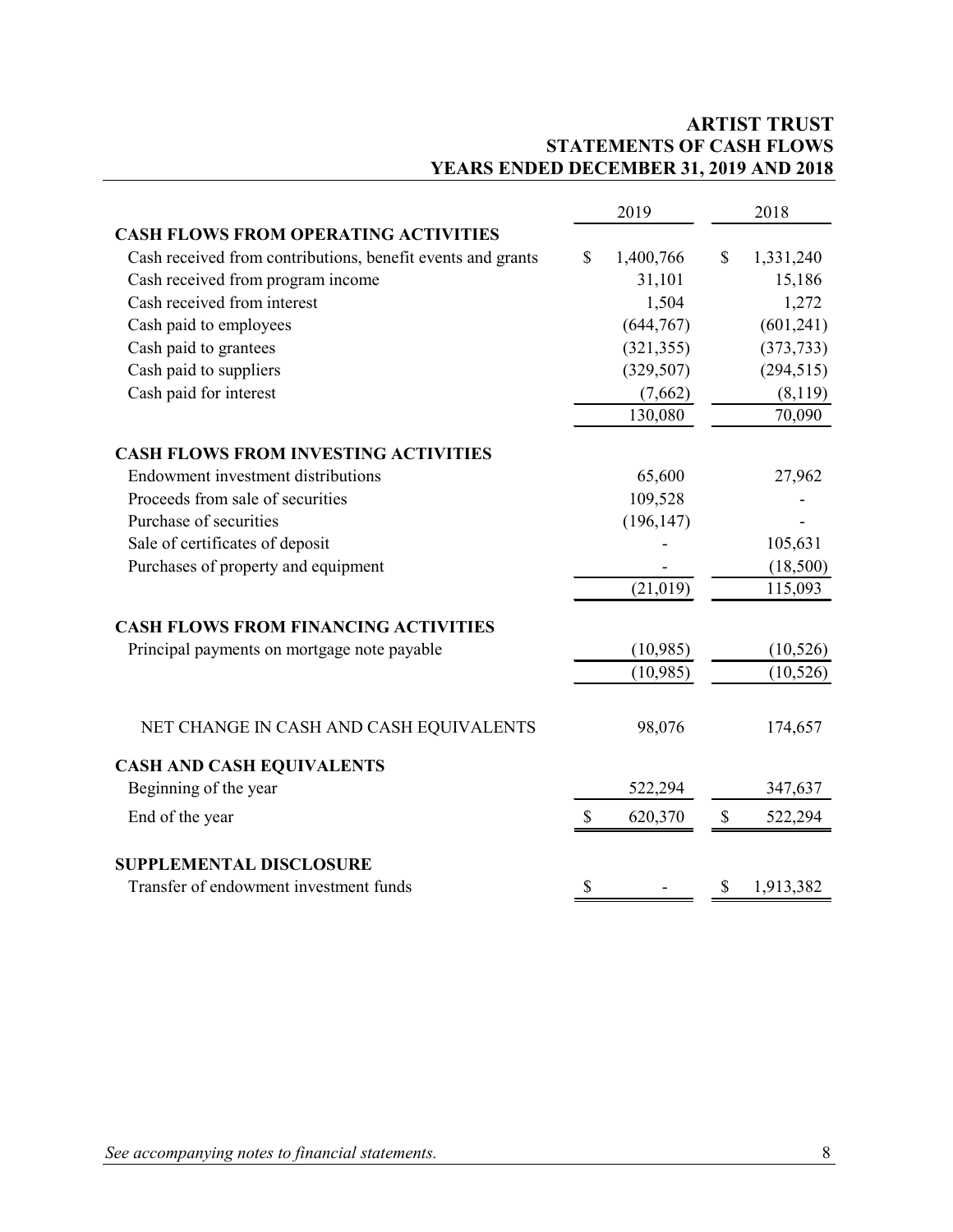# ARTIST TRUST
## STATEMENTS OF CASH FLOWS
## YEARS ENDED DECEMBER 31, 2019 AND 2018

| | 2019 | 2018 |
|---|---|---|
| **CASH FLOWS FROM OPERATING ACTIVITIES** | | |
| Cash received from contributions, benefit events and grants | $ 1,400,766 | $ 1,331,240 |
| Cash received from program income | 31,101 | 15,186 |
| Cash received from interest | 1,504 | 1,272 |
| Cash paid to employees | (644,767) | (601,241) |
| Cash paid to grantees | (321,355) | (373,733) |
| Cash paid to suppliers | (329,507) | (294,515) |
| Cash paid for interest | (7,662) | (8,119) |
| | 130,080 | 70,090 |
| **CASH FLOWS FROM INVESTING ACTIVITIES** | | |
| Endowment investment distributions | 65,600 | 27,962 |
| Proceeds from sale of securities | 109,528 | - |
| Purchase of securities | (196,147) | - |
| Sale of certificates of deposit | - | 105,631 |
| Purchases of property and equipment | - | (18,500) |
| | (21,019) | 115,093 |
| **CASH FLOWS FROM FINANCING ACTIVITIES** | | |
| Principal payments on mortgage note payable | (10,985) | (10,526) |
| | (10,985) | (10,526) |
| NET CHANGE IN CASH AND CASH EQUIVALENTS | 98,076 | 174,657 |
| **CASH AND CASH EQUIVALENTS** | | |
| Beginning of the year | 522,294 | 347,637 |
| End of the year | $ 620,370 | $ 522,294 |
| **SUPPLEMENTAL DISCLOSURE** | | |
| Transfer of endowment investment funds | $ - | $ 1,913,382 |

*See accompanying notes to financial statements.*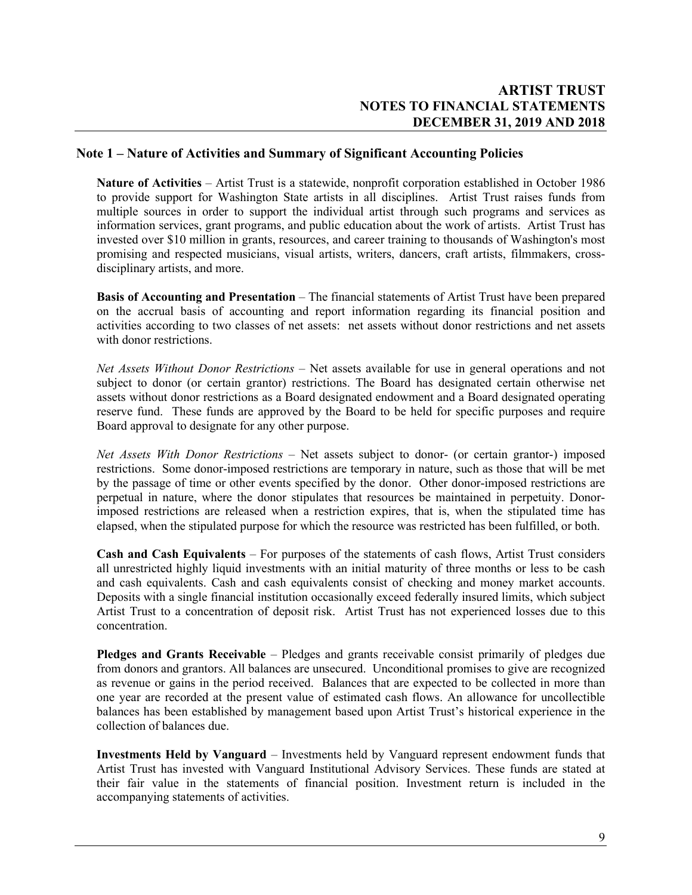## Note 1 – Nature of Activities and Summary of Significant Accounting Policies

**Nature of Activities** – Artist Trust is a statewide, nonprofit corporation established in October 1986 to provide support for Washington State artists in all disciplines. Artist Trust raises funds from multiple sources in order to support the individual artist through such programs and services as information services, grant programs, and public education about the work of artists. Artist Trust has invested over $10 million in grants, resources, and career training to thousands of Washington's most promising and respected musicians, visual artists, writers, dancers, craft artists, filmmakers, cross-disciplinary artists, and more.

**Basis of Accounting and Presentation** – The financial statements of Artist Trust have been prepared on the accrual basis of accounting and report information regarding its financial position and activities according to two classes of net assets: net assets without donor restrictions and net assets with donor restrictions.

*Net Assets Without Donor Restrictions* – Net assets available for use in general operations and not subject to donor (or certain grantor) restrictions. The Board has designated certain otherwise net assets without donor restrictions as a Board designated endowment and a Board designated operating reserve fund. These funds are approved by the Board to be held for specific purposes and require Board approval to designate for any other purpose.

*Net Assets With Donor Restrictions* – Net assets subject to donor- (or certain grantor-) imposed restrictions. Some donor-imposed restrictions are temporary in nature, such as those that will be met by the passage of time or other events specified by the donor. Other donor-imposed restrictions are perpetual in nature, where the donor stipulates that resources be maintained in perpetuity. Donor-imposed restrictions are released when a restriction expires, that is, when the stipulated time has elapsed, when the stipulated purpose for which the resource was restricted has been fulfilled, or both.

**Cash and Cash Equivalents** – For purposes of the statements of cash flows, Artist Trust considers all unrestricted highly liquid investments with an initial maturity of three months or less to be cash and cash equivalents. Cash and cash equivalents consist of checking and money market accounts. Deposits with a single financial institution occasionally exceed federally insured limits, which subject Artist Trust to a concentration of deposit risk. Artist Trust has not experienced losses due to this concentration.

**Pledges and Grants Receivable** – Pledges and grants receivable consist primarily of pledges due from donors and grantors. All balances are unsecured. Unconditional promises to give are recognized as revenue or gains in the period received. Balances that are expected to be collected in more than one year are recorded at the present value of estimated cash flows. An allowance for uncollectible balances has been established by management based upon Artist Trust's historical experience in the collection of balances due.

**Investments Held by Vanguard** – Investments held by Vanguard represent endowment funds that Artist Trust has invested with Vanguard Institutional Advisory Services. These funds are stated at their fair value in the statements of financial position. Investment return is included in the accompanying statements of activities.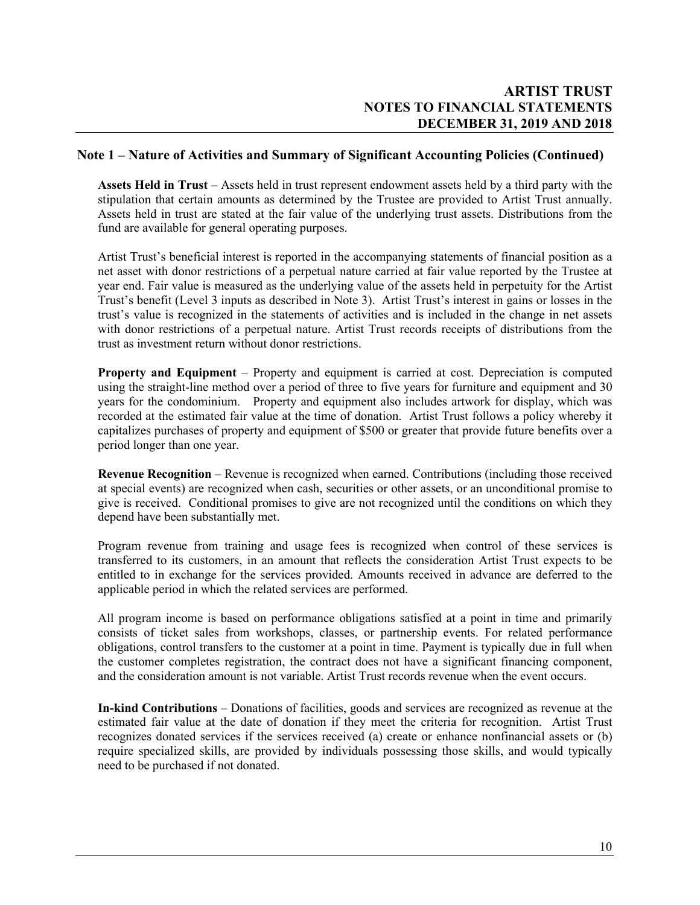## Note 1 – Nature of Activities and Summary of Significant Accounting Policies (Continued)

**Assets Held in Trust** – Assets held in trust represent endowment assets held by a third party with the stipulation that certain amounts as determined by the Trustee are provided to Artist Trust annually. Assets held in trust are stated at the fair value of the underlying trust assets. Distributions from the fund are available for general operating purposes.

Artist Trust's beneficial interest is reported in the accompanying statements of financial position as a net asset with donor restrictions of a perpetual nature carried at fair value reported by the Trustee at year end. Fair value is measured as the underlying value of the assets held in perpetuity for the Artist Trust's benefit (Level 3 inputs as described in Note 3). Artist Trust's interest in gains or losses in the trust's value is recognized in the statements of activities and is included in the change in net assets with donor restrictions of a perpetual nature. Artist Trust records receipts of distributions from the trust as investment return without donor restrictions.

**Property and Equipment** – Property and equipment is carried at cost. Depreciation is computed using the straight-line method over a period of three to five years for furniture and equipment and 30 years for the condominium. Property and equipment also includes artwork for display, which was recorded at the estimated fair value at the time of donation. Artist Trust follows a policy whereby it capitalizes purchases of property and equipment of $500 or greater that provide future benefits over a period longer than one year.

**Revenue Recognition** – Revenue is recognized when earned. Contributions (including those received at special events) are recognized when cash, securities or other assets, or an unconditional promise to give is received. Conditional promises to give are not recognized until the conditions on which they depend have been substantially met.

Program revenue from training and usage fees is recognized when control of these services is transferred to its customers, in an amount that reflects the consideration Artist Trust expects to be entitled to in exchange for the services provided. Amounts received in advance are deferred to the applicable period in which the related services are performed.

All program income is based on performance obligations satisfied at a point in time and primarily consists of ticket sales from workshops, classes, or partnership events. For related performance obligations, control transfers to the customer at a point in time. Payment is typically due in full when the customer completes registration, the contract does not have a significant financing component, and the consideration amount is not variable. Artist Trust records revenue when the event occurs.

**In-kind Contributions** – Donations of facilities, goods and services are recognized as revenue at the estimated fair value at the date of donation if they meet the criteria for recognition. Artist Trust recognizes donated services if the services received (a) create or enhance nonfinancial assets or (b) require specialized skills, are provided by individuals possessing those skills, and would typically need to be purchased if not donated.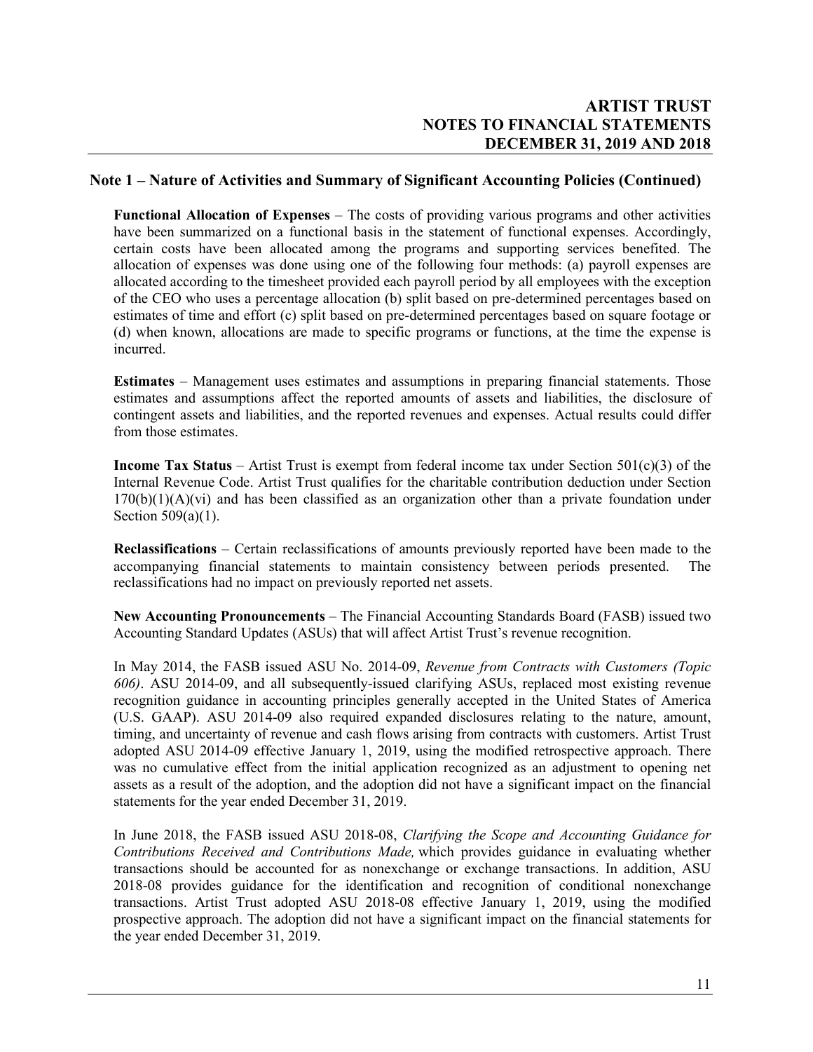## Note 1 – Nature of Activities and Summary of Significant Accounting Policies (Continued)

**Functional Allocation of Expenses** – The costs of providing various programs and other activities have been summarized on a functional basis in the statement of functional expenses. Accordingly, certain costs have been allocated among the programs and supporting services benefited. The allocation of expenses was done using one of the following four methods: (a) payroll expenses are allocated according to the timesheet provided each payroll period by all employees with the exception of the CEO who uses a percentage allocation (b) split based on pre-determined percentages based on estimates of time and effort (c) split based on pre-determined percentages based on square footage or (d) when known, allocations are made to specific programs or functions, at the time the expense is incurred.

**Estimates** – Management uses estimates and assumptions in preparing financial statements. Those estimates and assumptions affect the reported amounts of assets and liabilities, the disclosure of contingent assets and liabilities, and the reported revenues and expenses. Actual results could differ from those estimates.

**Income Tax Status** – Artist Trust is exempt from federal income tax under Section 501(c)(3) of the Internal Revenue Code. Artist Trust qualifies for the charitable contribution deduction under Section 170(b)(1)(A)(vi) and has been classified as an organization other than a private foundation under Section 509(a)(1).

**Reclassifications** – Certain reclassifications of amounts previously reported have been made to the accompanying financial statements to maintain consistency between periods presented. The reclassifications had no impact on previously reported net assets.

**New Accounting Pronouncements** – The Financial Accounting Standards Board (FASB) issued two Accounting Standard Updates (ASUs) that will affect Artist Trust's revenue recognition.

In May 2014, the FASB issued ASU No. 2014-09, *Revenue from Contracts with Customers (Topic 606)*. ASU 2014-09, and all subsequently-issued clarifying ASUs, replaced most existing revenue recognition guidance in accounting principles generally accepted in the United States of America (U.S. GAAP). ASU 2014-09 also required expanded disclosures relating to the nature, amount, timing, and uncertainty of revenue and cash flows arising from contracts with customers. Artist Trust adopted ASU 2014-09 effective January 1, 2019, using the modified retrospective approach. There was no cumulative effect from the initial application recognized as an adjustment to opening net assets as a result of the adoption, and the adoption did not have a significant impact on the financial statements for the year ended December 31, 2019.

In June 2018, the FASB issued ASU 2018-08, *Clarifying the Scope and Accounting Guidance for Contributions Received and Contributions Made,* which provides guidance in evaluating whether transactions should be accounted for as nonexchange or exchange transactions. In addition, ASU 2018-08 provides guidance for the identification and recognition of conditional nonexchange transactions. Artist Trust adopted ASU 2018-08 effective January 1, 2019, using the modified prospective approach. The adoption did not have a significant impact on the financial statements for the year ended December 31, 2019.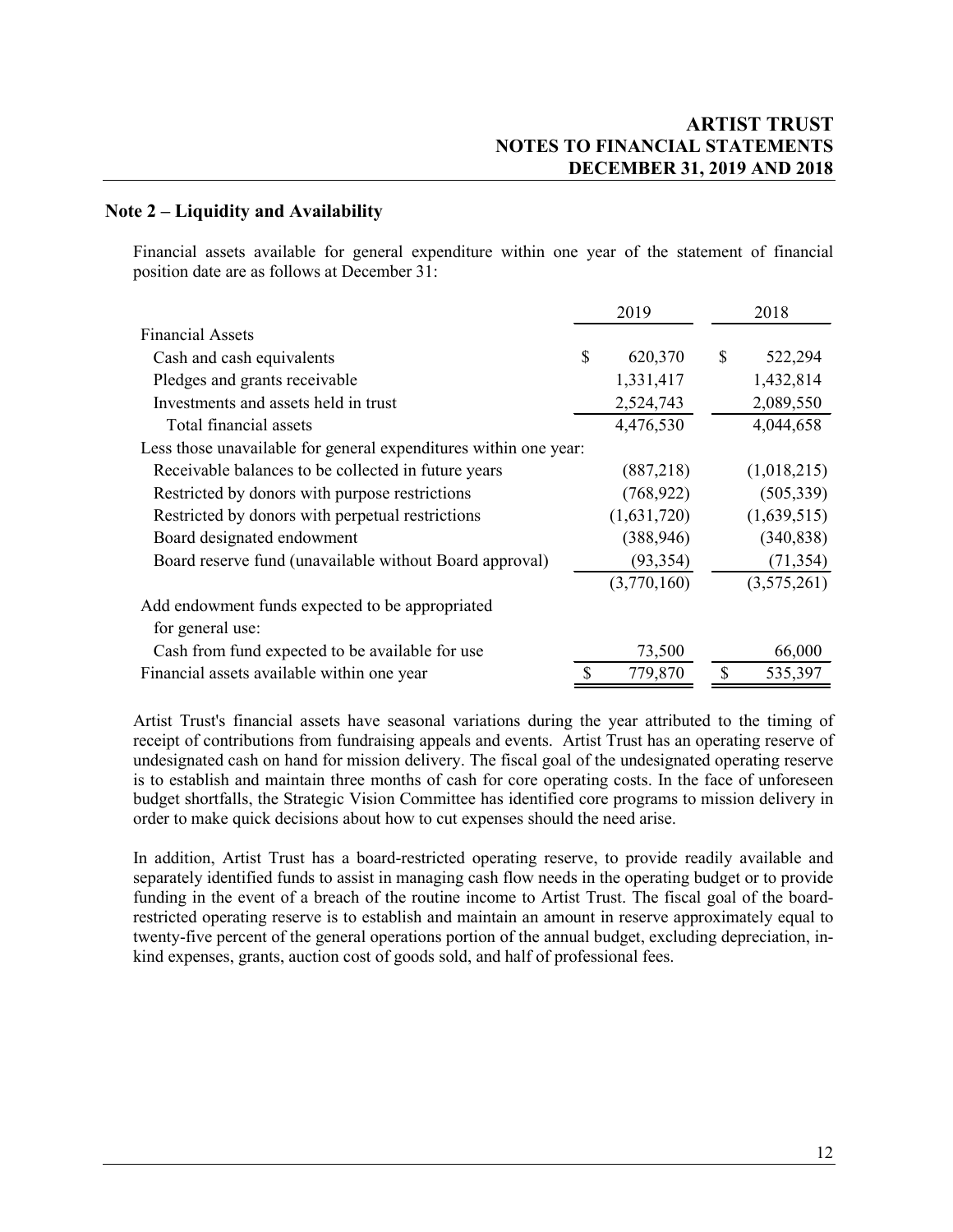## Note 2 – Liquidity and Availability

Financial assets available for general expenditure within one year of the statement of financial position date are as follows at December 31:

| | 2019 | 2018 |
|---|---|---|
| Financial Assets | | |
| Cash and cash equivalents | $ 620,370 | $ 522,294 |
| Pledges and grants receivable | 1,331,417 | 1,432,814 |
| Investments and assets held in trust | 2,524,743 | 2,089,550 |
| Total financial assets | 4,476,530 | 4,044,658 |
| Less those unavailable for general expenditures within one year: | | |
| Receivable balances to be collected in future years | (887,218) | (1,018,215) |
| Restricted by donors with purpose restrictions | (768,922) | (505,339) |
| Restricted by donors with perpetual restrictions | (1,631,720) | (1,639,515) |
| Board designated endowment | (388,946) | (340,838) |
| Board reserve fund (unavailable without Board approval) | (93,354) | (71,354) |
| | (3,770,160) | (3,575,261) |
| Add endowment funds expected to be appropriated for general use: | | |
| Cash from fund expected to be available for use | 73,500 | 66,000 |
| Financial assets available within one year | $ 779,870 | $ 535,397 |

Artist Trust's financial assets have seasonal variations during the year attributed to the timing of receipt of contributions from fundraising appeals and events. Artist Trust has an operating reserve of undesignated cash on hand for mission delivery. The fiscal goal of the undesignated operating reserve is to establish and maintain three months of cash for core operating costs. In the face of unforeseen budget shortfalls, the Strategic Vision Committee has identified core programs to mission delivery in order to make quick decisions about how to cut expenses should the need arise.

In addition, Artist Trust has a board-restricted operating reserve, to provide readily available and separately identified funds to assist in managing cash flow needs in the operating budget or to provide funding in the event of a breach of the routine income to Artist Trust. The fiscal goal of the board-restricted operating reserve is to establish and maintain an amount in reserve approximately equal to twenty-five percent of the general operations portion of the annual budget, excluding depreciation, in-kind expenses, grants, auction cost of goods sold, and half of professional fees.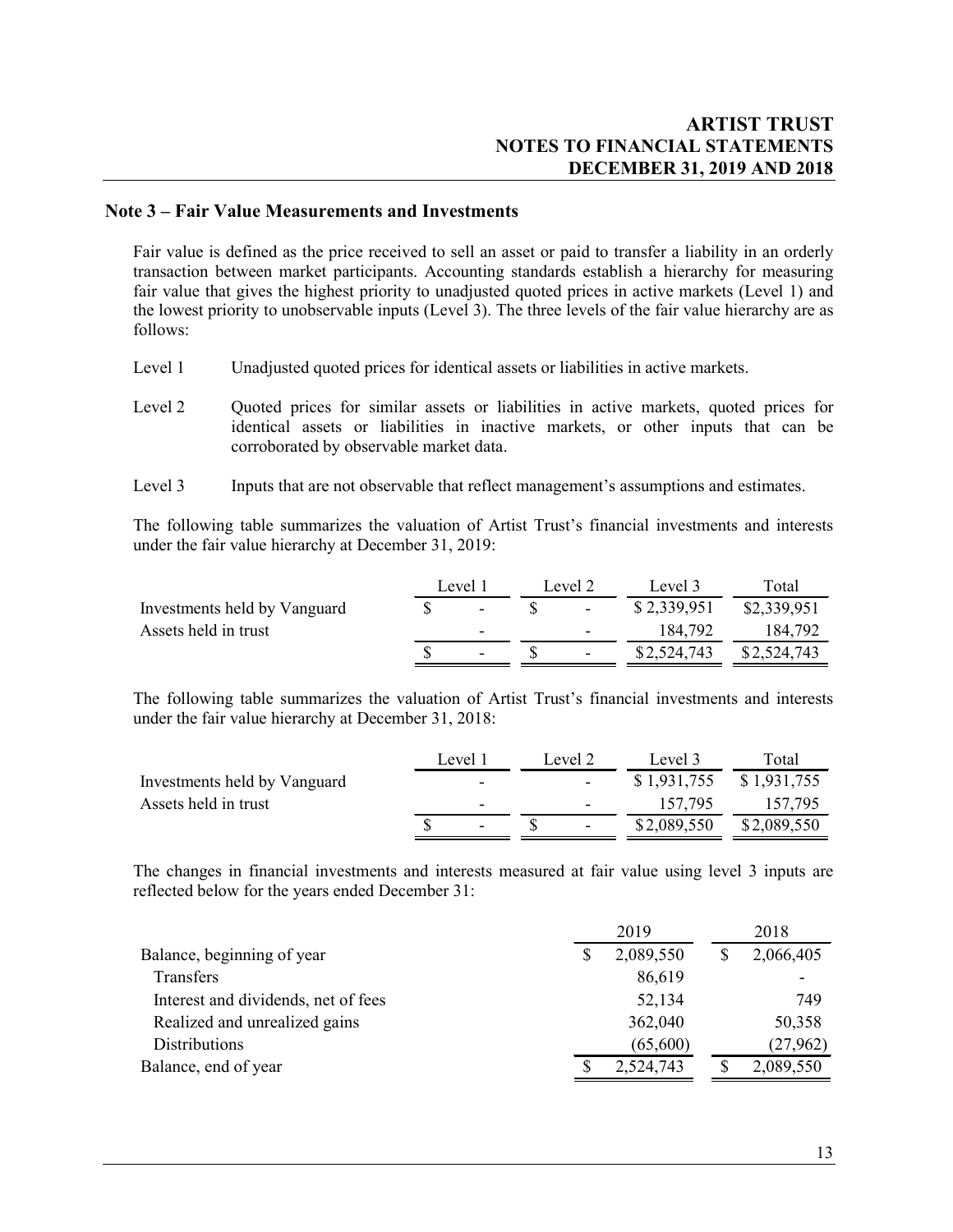## Note 3 – Fair Value Measurements and Investments

Fair value is defined as the price received to sell an asset or paid to transfer a liability in an orderly transaction between market participants. Accounting standards establish a hierarchy for measuring fair value that gives the highest priority to unadjusted quoted prices in active markets (Level 1) and the lowest priority to unobservable inputs (Level 3). The three levels of the fair value hierarchy are as follows:

Level 1 Unadjusted quoted prices for identical assets or liabilities in active markets.

Level 2 Quoted prices for similar assets or liabilities in active markets, quoted prices for identical assets or liabilities in inactive markets, or other inputs that can be corroborated by observable market data.

Level 3 Inputs that are not observable that reflect management's assumptions and estimates.

The following table summarizes the valuation of Artist Trust's financial investments and interests under the fair value hierarchy at December 31, 2019:

| | Level 1 | Level 2 | Level 3 | Total |
|---|---|---|---|---|
| Investments held by Vanguard | $ - | $ - | $ 2,339,951 | $2,339,951 |
| Assets held in trust | - | - | 184,792 | 184,792 |
| | $ - | $ - | $2,524,743 | $2,524,743 |

The following table summarizes the valuation of Artist Trust's financial investments and interests under the fair value hierarchy at December 31, 2018:

| | Level 1 | Level 2 | Level 3 | Total |
|---|---|---|---|---|
| Investments held by Vanguard | - | - | $ 1,931,755 | $ 1,931,755 |
| Assets held in trust | - | - | 157,795 | 157,795 |
| | $ - | $ - | $2,089,550 | $2,089,550 |

The changes in financial investments and interests measured at fair value using level 3 inputs are reflected below for the years ended December 31:

| | 2019 | 2018 |
|---|---|---|
| Balance, beginning of year | $ 2,089,550 | $ 2,066,405 |
| Transfers | 86,619 | - |
| Interest and dividends, net of fees | 52,134 | 749 |
| Realized and unrealized gains | 362,040 | 50,358 |
| Distributions | (65,600) | (27,962) |
| Balance, end of year | $ 2,524,743 | $ 2,089,550 |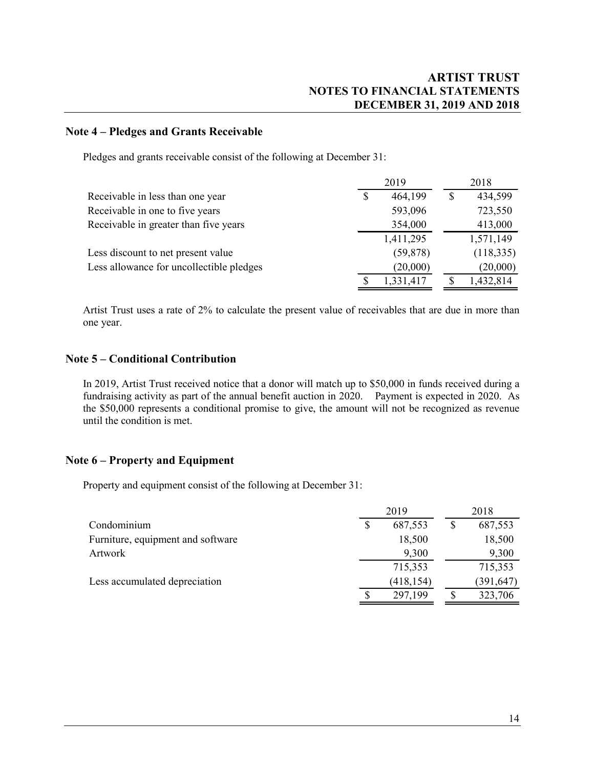## Note 4 – Pledges and Grants Receivable

Pledges and grants receivable consist of the following at December 31:

| | 2019 | 2018 |
|---|---|---|
| Receivable in less than one year | $ 464,199 | $ 434,599 |
| Receivable in one to five years | 593,096 | 723,550 |
| Receivable in greater than five years | 354,000 | 413,000 |
| | 1,411,295 | 1,571,149 |
| Less discount to net present value | (59,878) | (118,335) |
| Less allowance for uncollectible pledges | (20,000) | (20,000) |
| | $ 1,331,417 | $ 1,432,814 |

Artist Trust uses a rate of 2% to calculate the present value of receivables that are due in more than one year.

## Note 5 – Conditional Contribution

In 2019, Artist Trust received notice that a donor will match up to $50,000 in funds received during a fundraising activity as part of the annual benefit auction in 2020. Payment is expected in 2020. As the $50,000 represents a conditional promise to give, the amount will not be recognized as revenue until the condition is met.

## Note 6 – Property and Equipment

Property and equipment consist of the following at December 31:

| | 2019 | 2018 |
|---|---|---|
| Condominium | $ 687,553 | $ 687,553 |
| Furniture, equipment and software | 18,500 | 18,500 |
| Artwork | 9,300 | 9,300 |
| | 715,353 | 715,353 |
| Less accumulated depreciation | (418,154) | (391,647) |
| | $ 297,199 | $ 323,706 |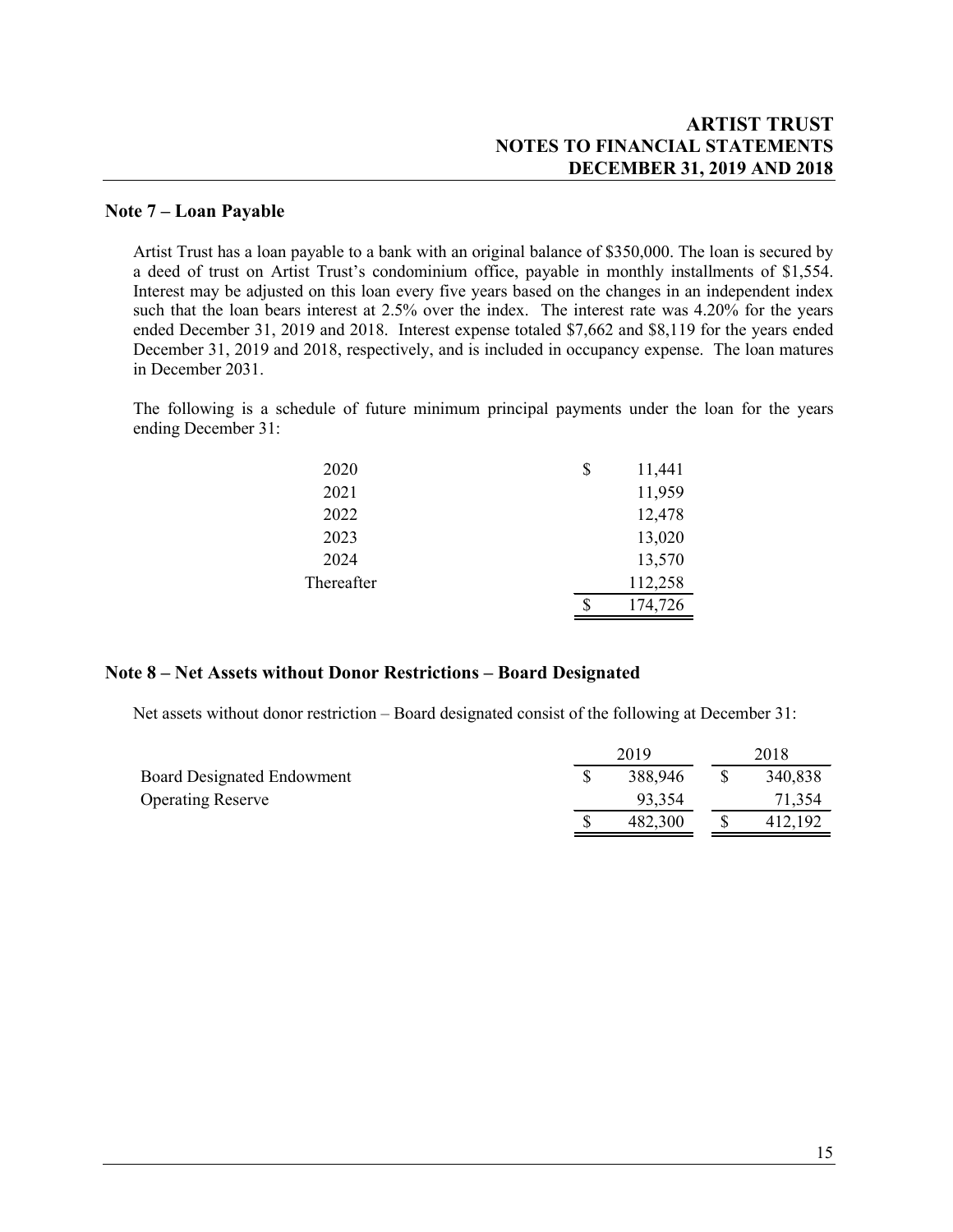## Note 7 – Loan Payable

Artist Trust has a loan payable to a bank with an original balance of $350,000. The loan is secured by a deed of trust on Artist Trust's condominium office, payable in monthly installments of $1,554. Interest may be adjusted on this loan every five years based on the changes in an independent index such that the loan bears interest at 2.5% over the index. The interest rate was 4.20% for the years ended December 31, 2019 and 2018. Interest expense totaled $7,662 and $8,119 for the years ended December 31, 2019 and 2018, respectively, and is included in occupancy expense. The loan matures in December 2031.

The following is a schedule of future minimum principal payments under the loan for the years ending December 31:

| | |
|---|---|
| 2020 | $ 11,441 |
| 2021 | 11,959 |
| 2022 | 12,478 |
| 2023 | 13,020 |
| 2024 | 13,570 |
| Thereafter | 112,258 |
| | $ 174,726 |

## Note 8 – Net Assets without Donor Restrictions – Board Designated

Net assets without donor restriction – Board designated consist of the following at December 31:

| | 2019 | 2018 |
|---|---|---|
| Board Designated Endowment | $ 388,946 | $ 340,838 |
| Operating Reserve | 93,354 | 71,354 |
| | $ 482,300 | $ 412,192 |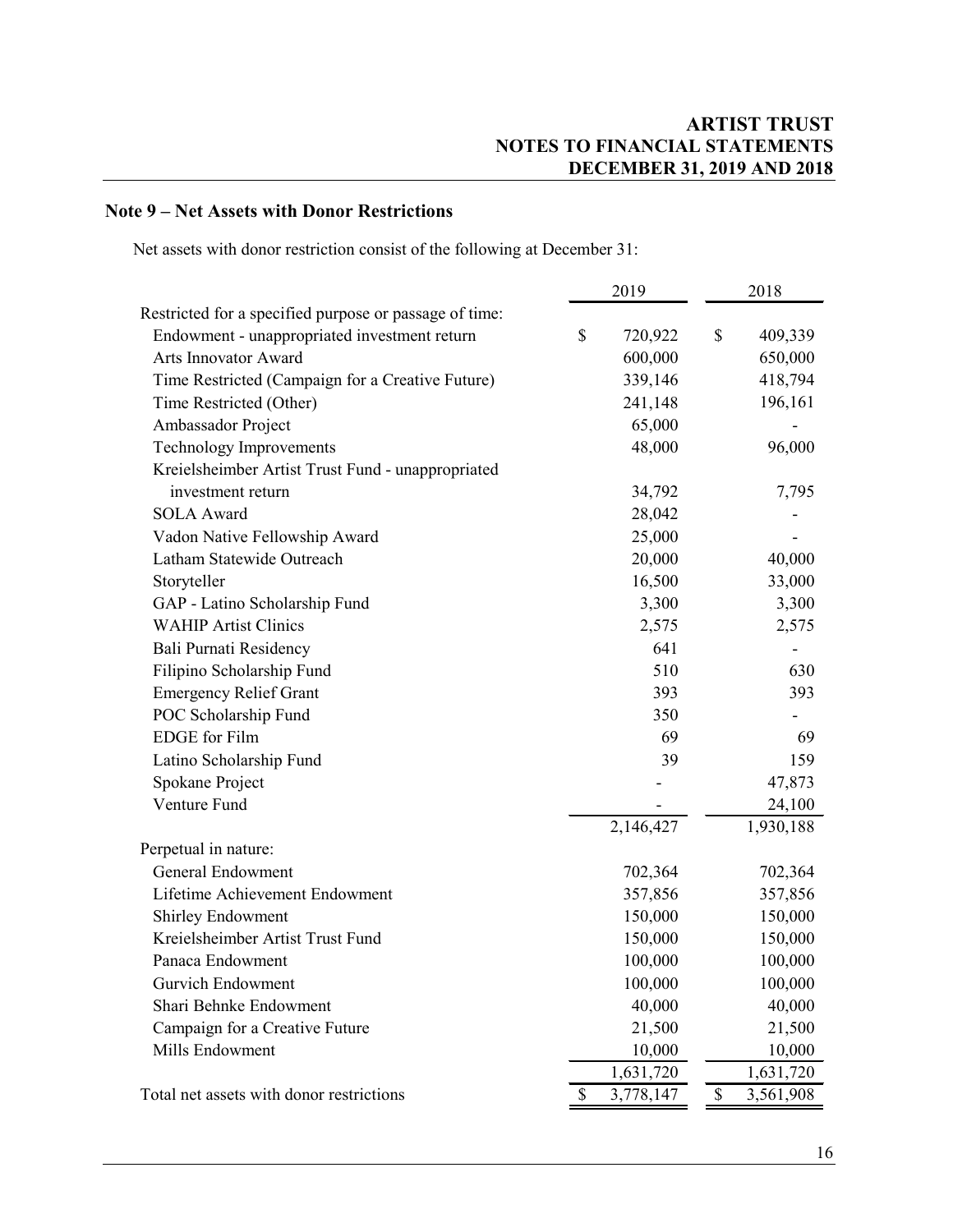## Note 9 – Net Assets with Donor Restrictions

Net assets with donor restriction consist of the following at December 31:

| | 2019 | 2018 |
|---|---|---|
| Restricted for a specified purpose or passage of time: | | |
| Endowment - unappropriated investment return | $ 720,922 | $ 409,339 |
| Arts Innovator Award | 600,000 | 650,000 |
| Time Restricted (Campaign for a Creative Future) | 339,146 | 418,794 |
| Time Restricted (Other) | 241,148 | 196,161 |
| Ambassador Project | 65,000 | - |
| Technology Improvements | 48,000 | 96,000 |
| Kreielsheimber Artist Trust Fund - unappropriated investment return | 34,792 | 7,795 |
| SOLA Award | 28,042 | - |
| Vadon Native Fellowship Award | 25,000 | - |
| Latham Statewide Outreach | 20,000 | 40,000 |
| Storyteller | 16,500 | 33,000 |
| GAP - Latino Scholarship Fund | 3,300 | 3,300 |
| WAHIP Artist Clinics | 2,575 | 2,575 |
| Bali Purnati Residency | 641 | - |
| Filipino Scholarship Fund | 510 | 630 |
| Emergency Relief Grant | 393 | 393 |
| POC Scholarship Fund | 350 | - |
| EDGE for Film | 69 | 69 |
| Latino Scholarship Fund | 39 | 159 |
| Spokane Project | - | 47,873 |
| Venture Fund | - | 24,100 |
| | 2,146,427 | 1,930,188 |
| Perpetual in nature: | | |
| General Endowment | 702,364 | 702,364 |
| Lifetime Achievement Endowment | 357,856 | 357,856 |
| Shirley Endowment | 150,000 | 150,000 |
| Kreielsheimber Artist Trust Fund | 150,000 | 150,000 |
| Panaca Endowment | 100,000 | 100,000 |
| Gurvich Endowment | 100,000 | 100,000 |
| Shari Behnke Endowment | 40,000 | 40,000 |
| Campaign for a Creative Future | 21,500 | 21,500 |
| Mills Endowment | 10,000 | 10,000 |
| | 1,631,720 | 1,631,720 |
| Total net assets with donor restrictions | $ 3,778,147 | $ 3,561,908 |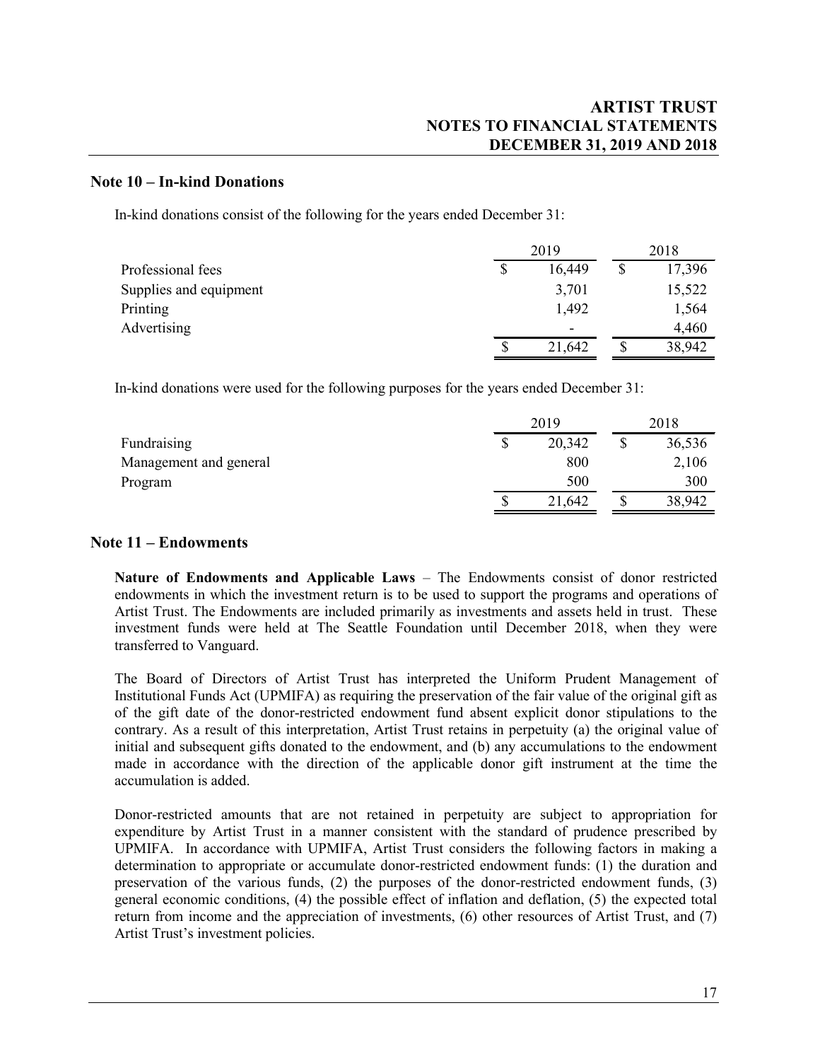## Note 10 – In-kind Donations

In-kind donations consist of the following for the years ended December 31:

| | 2019 | 2018 |
|---|---|---|
| Professional fees | $ 16,449 | $ 17,396 |
| Supplies and equipment | 3,701 | 15,522 |
| Printing | 1,492 | 1,564 |
| Advertising | - | 4,460 |
| | $ 21,642 | $ 38,942 |

In-kind donations were used for the following purposes for the years ended December 31:

| | 2019 | 2018 |
|---|---|---|
| Fundraising | $ 20,342 | $ 36,536 |
| Management and general | 800 | 2,106 |
| Program | 500 | 300 |
| | $ 21,642 | $ 38,942 |

## Note 11 – Endowments

**Nature of Endowments and Applicable Laws** – The Endowments consist of donor restricted endowments in which the investment return is to be used to support the programs and operations of Artist Trust. The Endowments are included primarily as investments and assets held in trust. These investment funds were held at The Seattle Foundation until December 2018, when they were transferred to Vanguard.

The Board of Directors of Artist Trust has interpreted the Uniform Prudent Management of Institutional Funds Act (UPMIFA) as requiring the preservation of the fair value of the original gift as of the gift date of the donor-restricted endowment fund absent explicit donor stipulations to the contrary. As a result of this interpretation, Artist Trust retains in perpetuity (a) the original value of initial and subsequent gifts donated to the endowment, and (b) any accumulations to the endowment made in accordance with the direction of the applicable donor gift instrument at the time the accumulation is added.

Donor-restricted amounts that are not retained in perpetuity are subject to appropriation for expenditure by Artist Trust in a manner consistent with the standard of prudence prescribed by UPMIFA. In accordance with UPMIFA, Artist Trust considers the following factors in making a determination to appropriate or accumulate donor-restricted endowment funds: (1) the duration and preservation of the various funds, (2) the purposes of the donor-restricted endowment funds, (3) general economic conditions, (4) the possible effect of inflation and deflation, (5) the expected total return from income and the appreciation of investments, (6) other resources of Artist Trust, and (7) Artist Trust's investment policies.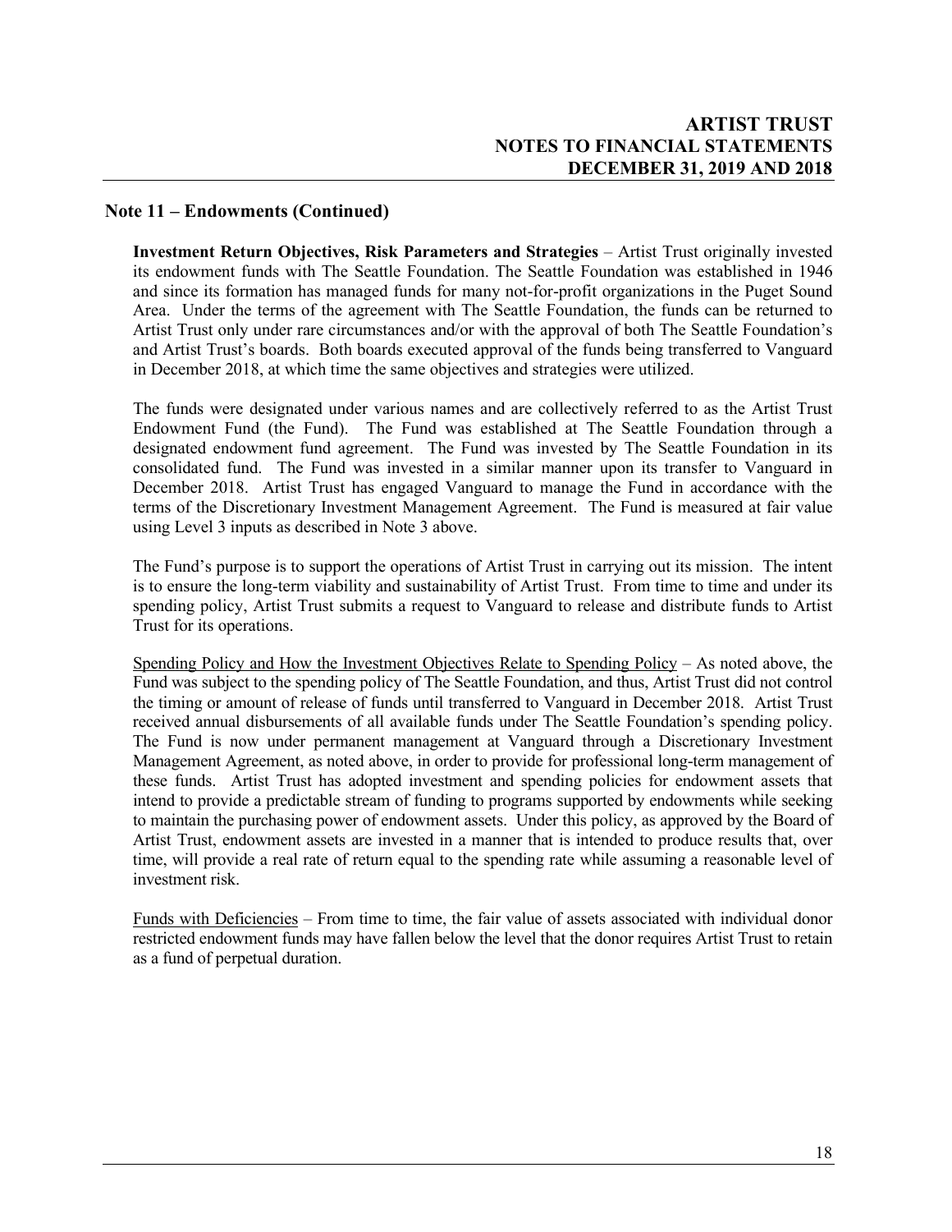## Note 11 – Endowments (Continued)

**Investment Return Objectives, Risk Parameters and Strategies** – Artist Trust originally invested its endowment funds with The Seattle Foundation. The Seattle Foundation was established in 1946 and since its formation has managed funds for many not-for-profit organizations in the Puget Sound Area. Under the terms of the agreement with The Seattle Foundation, the funds can be returned to Artist Trust only under rare circumstances and/or with the approval of both The Seattle Foundation's and Artist Trust's boards. Both boards executed approval of the funds being transferred to Vanguard in December 2018, at which time the same objectives and strategies were utilized.

The funds were designated under various names and are collectively referred to as the Artist Trust Endowment Fund (the Fund). The Fund was established at The Seattle Foundation through a designated endowment fund agreement. The Fund was invested by The Seattle Foundation in its consolidated fund. The Fund was invested in a similar manner upon its transfer to Vanguard in December 2018. Artist Trust has engaged Vanguard to manage the Fund in accordance with the terms of the Discretionary Investment Management Agreement. The Fund is measured at fair value using Level 3 inputs as described in Note 3 above.

The Fund's purpose is to support the operations of Artist Trust in carrying out its mission. The intent is to ensure the long-term viability and sustainability of Artist Trust. From time to time and under its spending policy, Artist Trust submits a request to Vanguard to release and distribute funds to Artist Trust for its operations.

Spending Policy and How the Investment Objectives Relate to Spending Policy – As noted above, the Fund was subject to the spending policy of The Seattle Foundation, and thus, Artist Trust did not control the timing or amount of release of funds until transferred to Vanguard in December 2018. Artist Trust received annual disbursements of all available funds under The Seattle Foundation's spending policy. The Fund is now under permanent management at Vanguard through a Discretionary Investment Management Agreement, as noted above, in order to provide for professional long-term management of these funds. Artist Trust has adopted investment and spending policies for endowment assets that intend to provide a predictable stream of funding to programs supported by endowments while seeking to maintain the purchasing power of endowment assets. Under this policy, as approved by the Board of Artist Trust, endowment assets are invested in a manner that is intended to produce results that, over time, will provide a real rate of return equal to the spending rate while assuming a reasonable level of investment risk.

Funds with Deficiencies – From time to time, the fair value of assets associated with individual donor restricted endowment funds may have fallen below the level that the donor requires Artist Trust to retain as a fund of perpetual duration.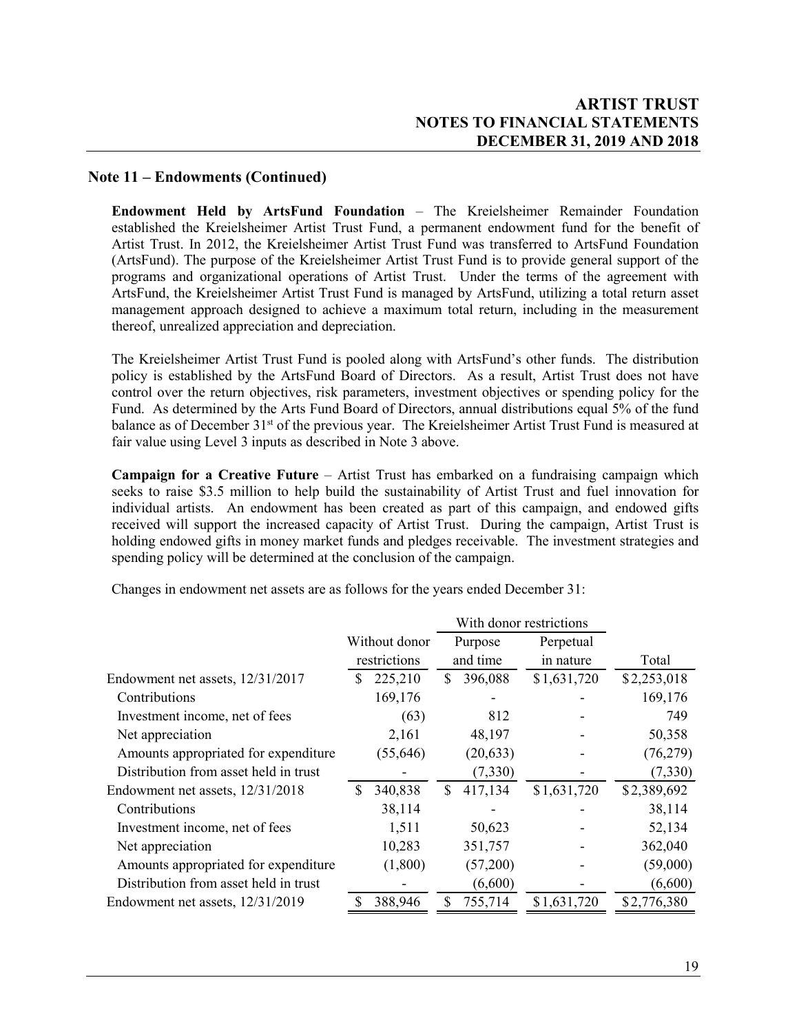## Note 11 – Endowments (Continued)

**Endowment Held by ArtsFund Foundation** – The Kreielsheimer Remainder Foundation established the Kreielsheimer Artist Trust Fund, a permanent endowment fund for the benefit of Artist Trust. In 2012, the Kreielsheimer Artist Trust Fund was transferred to ArtsFund Foundation (ArtsFund). The purpose of the Kreielsheimer Artist Trust Fund is to provide general support of the programs and organizational operations of Artist Trust. Under the terms of the agreement with ArtsFund, the Kreielsheimer Artist Trust Fund is managed by ArtsFund, utilizing a total return asset management approach designed to achieve a maximum total return, including in the measurement thereof, unrealized appreciation and depreciation.

The Kreielsheimer Artist Trust Fund is pooled along with ArtsFund's other funds. The distribution policy is established by the ArtsFund Board of Directors. As a result, Artist Trust does not have control over the return objectives, risk parameters, investment objectives or spending policy for the Fund. As determined by the Arts Fund Board of Directors, annual distributions equal 5% of the fund balance as of December 31st of the previous year. The Kreielsheimer Artist Trust Fund is measured at fair value using Level 3 inputs as described in Note 3 above.

**Campaign for a Creative Future** – Artist Trust has embarked on a fundraising campaign which seeks to raise $3.5 million to help build the sustainability of Artist Trust and fuel innovation for individual artists. An endowment has been created as part of this campaign, and endowed gifts received will support the increased capacity of Artist Trust. During the campaign, Artist Trust is holding endowed gifts in money market funds and pledges receivable. The investment strategies and spending policy will be determined at the conclusion of the campaign.

Changes in endowment net assets are as follows for the years ended December 31:

| | | With donor restrictions | | |
|---|---|---|---|---|
| | Without donor restrictions | Purpose and time | Perpetual in nature | Total |
| Endowment net assets, 12/31/2017 | $ 225,210 | $ 396,088 | $1,631,720 | $2,253,018 |
| Contributions | 169,176 | - | - | 169,176 |
| Investment income, net of fees | (63) | 812 | - | 749 |
| Net appreciation | 2,161 | 48,197 | - | 50,358 |
| Amounts appropriated for expenditure | (55,646) | (20,633) | - | (76,279) |
| Distribution from asset held in trust | - | (7,330) | - | (7,330) |
| Endowment net assets, 12/31/2018 | $ 340,838 | $ 417,134 | $1,631,720 | $2,389,692 |
| Contributions | 38,114 | - | - | 38,114 |
| Investment income, net of fees | 1,511 | 50,623 | - | 52,134 |
| Net appreciation | 10,283 | 351,757 | - | 362,040 |
| Amounts appropriated for expenditure | (1,800) | (57,200) | - | (59,000) |
| Distribution from asset held in trust | - | (6,600) | - | (6,600) |
| Endowment net assets, 12/31/2019 | $ 388,946 | $ 755,714 | $1,631,720 | $2,776,380 |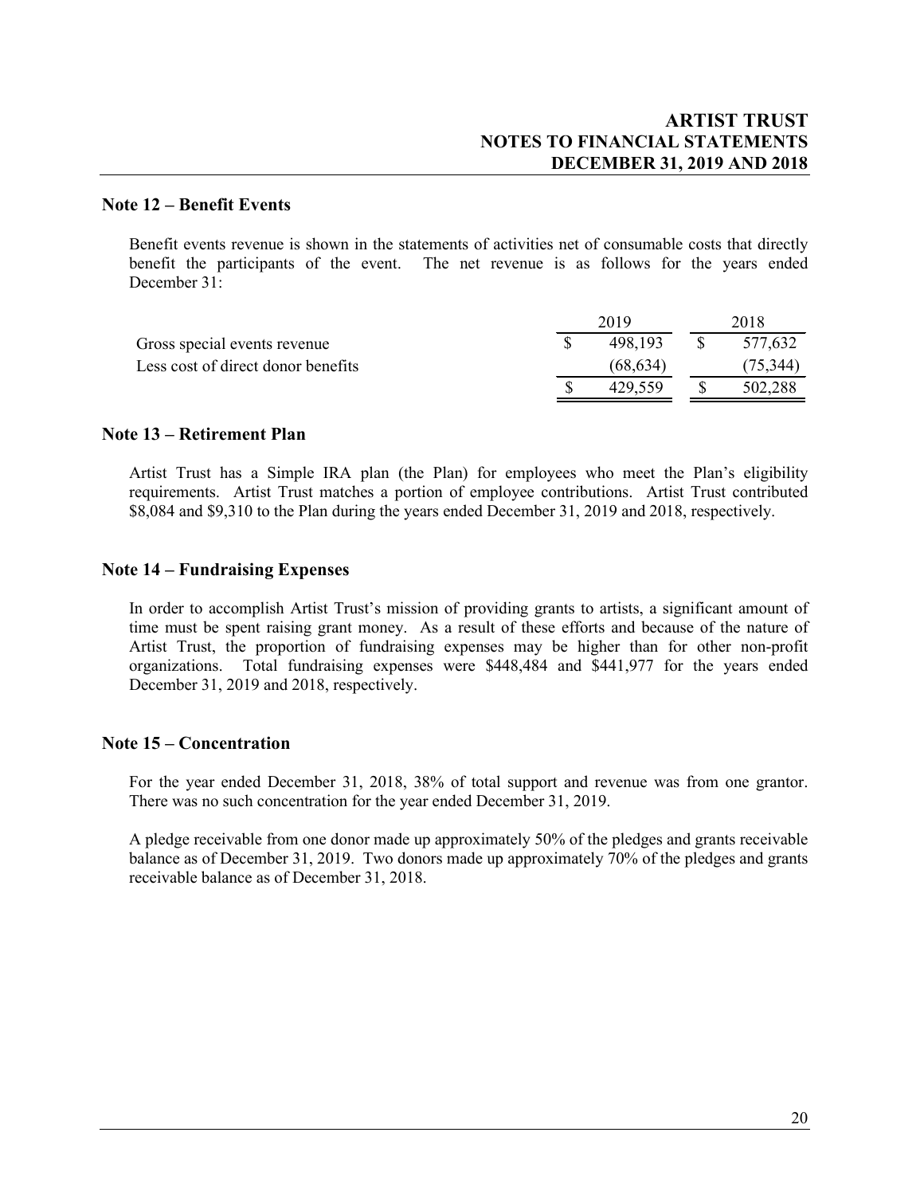## Note 12 – Benefit Events

Benefit events revenue is shown in the statements of activities net of consumable costs that directly benefit the participants of the event. The net revenue is as follows for the years ended December 31:

| | 2019 | 2018 |
|---|---|---|
| Gross special events revenue | $ 498,193 | $ 577,632 |
| Less cost of direct donor benefits | (68,634) | (75,344) |
| | $ 429,559 | $ 502,288 |

## Note 13 – Retirement Plan

Artist Trust has a Simple IRA plan (the Plan) for employees who meet the Plan's eligibility requirements. Artist Trust matches a portion of employee contributions. Artist Trust contributed $8,084 and $9,310 to the Plan during the years ended December 31, 2019 and 2018, respectively.

## Note 14 – Fundraising Expenses

In order to accomplish Artist Trust's mission of providing grants to artists, a significant amount of time must be spent raising grant money. As a result of these efforts and because of the nature of Artist Trust, the proportion of fundraising expenses may be higher than for other non-profit organizations. Total fundraising expenses were $448,484 and $441,977 for the years ended December 31, 2019 and 2018, respectively.

## Note 15 – Concentration

For the year ended December 31, 2018, 38% of total support and revenue was from one grantor. There was no such concentration for the year ended December 31, 2019.

A pledge receivable from one donor made up approximately 50% of the pledges and grants receivable balance as of December 31, 2019. Two donors made up approximately 70% of the pledges and grants receivable balance as of December 31, 2018.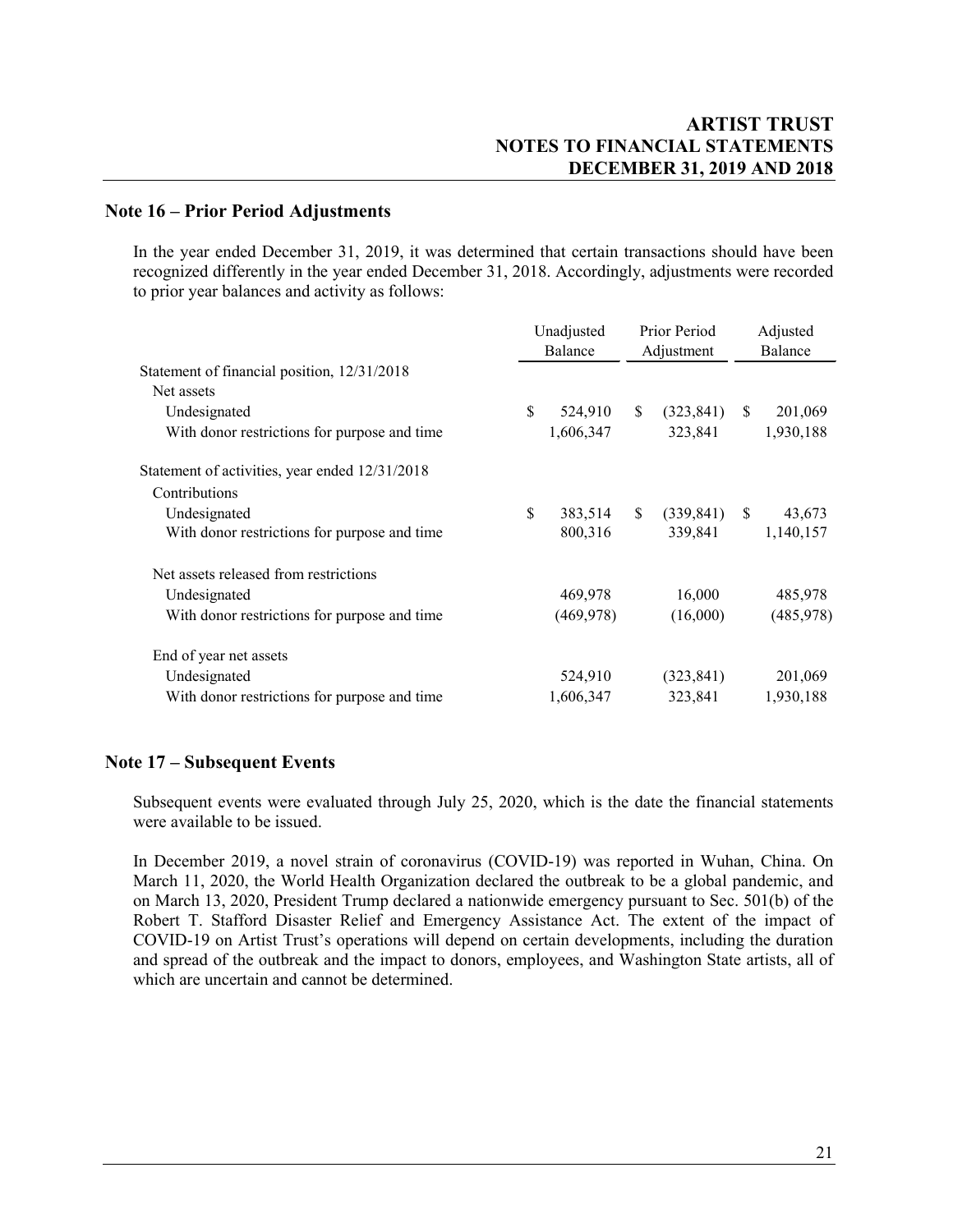## Note 16 – Prior Period Adjustments

In the year ended December 31, 2019, it was determined that certain transactions should have been recognized differently in the year ended December 31, 2018. Accordingly, adjustments were recorded to prior year balances and activity as follows:

| | Unadjusted Balance | Prior Period Adjustment | Adjusted Balance |
|---|---|---|---|
| Statement of financial position, 12/31/2018 | | | |
| Net assets | | | |
| Undesignated | $ 524,910 | $ (323,841) | $ 201,069 |
| With donor restrictions for purpose and time | 1,606,347 | 323,841 | 1,930,188 |
| Statement of activities, year ended 12/31/2018 | | | |
| Contributions | | | |
| Undesignated | $ 383,514 | $ (339,841) | $ 43,673 |
| With donor restrictions for purpose and time | 800,316 | 339,841 | 1,140,157 |
| Net assets released from restrictions | | | |
| Undesignated | 469,978 | 16,000 | 485,978 |
| With donor restrictions for purpose and time | (469,978) | (16,000) | (485,978) |
| End of year net assets | | | |
| Undesignated | 524,910 | (323,841) | 201,069 |
| With donor restrictions for purpose and time | 1,606,347 | 323,841 | 1,930,188 |

## Note 17 – Subsequent Events

Subsequent events were evaluated through July 25, 2020, which is the date the financial statements were available to be issued.

In December 2019, a novel strain of coronavirus (COVID-19) was reported in Wuhan, China. On March 11, 2020, the World Health Organization declared the outbreak to be a global pandemic, and on March 13, 2020, President Trump declared a nationwide emergency pursuant to Sec. 501(b) of the Robert T. Stafford Disaster Relief and Emergency Assistance Act. The extent of the impact of COVID-19 on Artist Trust's operations will depend on certain developments, including the duration and spread of the outbreak and the impact to donors, employees, and Washington State artists, all of which are uncertain and cannot be determined.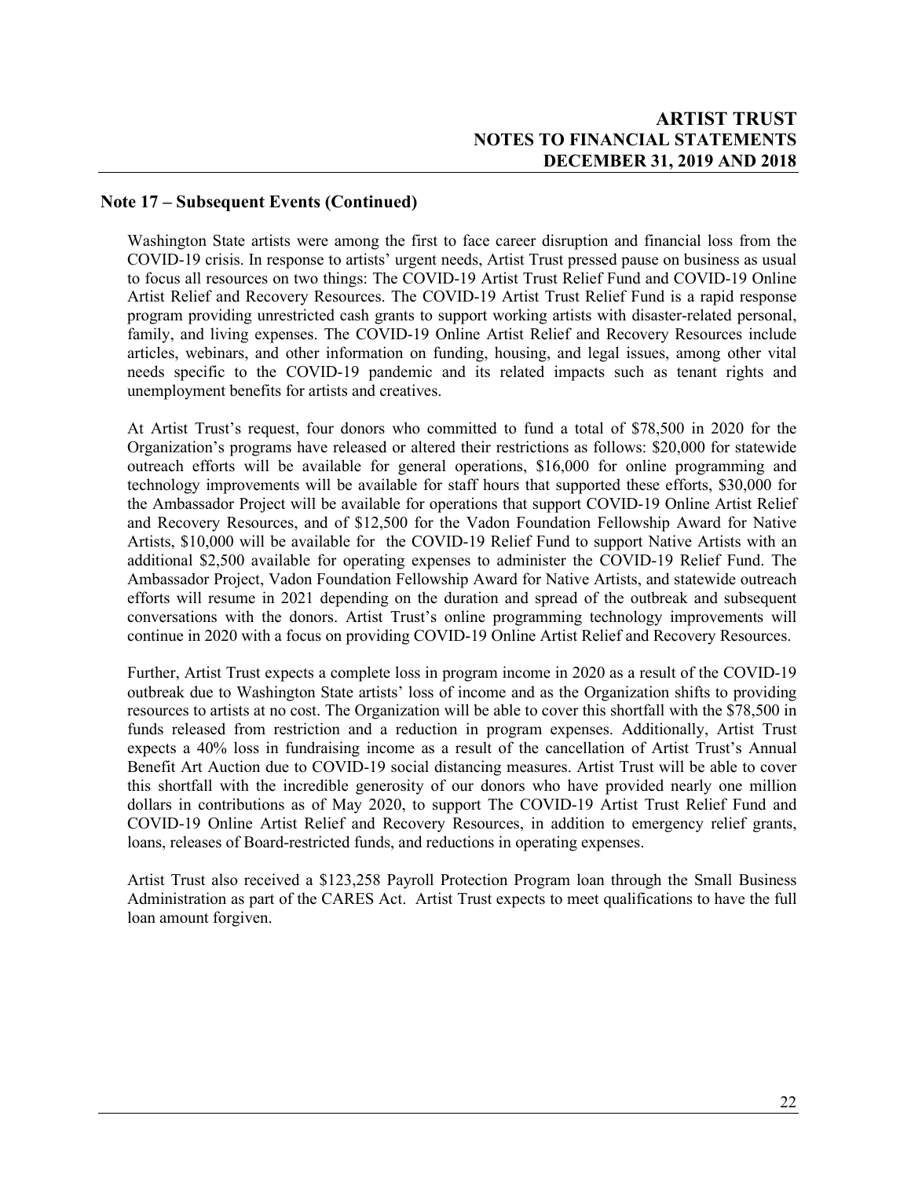## Note 17 – Subsequent Events (Continued)

Washington State artists were among the first to face career disruption and financial loss from the COVID-19 crisis. In response to artists' urgent needs, Artist Trust pressed pause on business as usual to focus all resources on two things: The COVID-19 Artist Trust Relief Fund and COVID-19 Online Artist Relief and Recovery Resources. The COVID-19 Artist Trust Relief Fund is a rapid response program providing unrestricted cash grants to support working artists with disaster-related personal, family, and living expenses. The COVID-19 Online Artist Relief and Recovery Resources include articles, webinars, and other information on funding, housing, and legal issues, among other vital needs specific to the COVID-19 pandemic and its related impacts such as tenant rights and unemployment benefits for artists and creatives.

At Artist Trust's request, four donors who committed to fund a total of $78,500 in 2020 for the Organization's programs have released or altered their restrictions as follows: $20,000 for statewide outreach efforts will be available for general operations, $16,000 for online programming and technology improvements will be available for staff hours that supported these efforts, $30,000 for the Ambassador Project will be available for operations that support COVID-19 Online Artist Relief and Recovery Resources, and of $12,500 for the Vadon Foundation Fellowship Award for Native Artists, $10,000 will be available for the COVID-19 Relief Fund to support Native Artists with an additional $2,500 available for operating expenses to administer the COVID-19 Relief Fund. The Ambassador Project, Vadon Foundation Fellowship Award for Native Artists, and statewide outreach efforts will resume in 2021 depending on the duration and spread of the outbreak and subsequent conversations with the donors. Artist Trust's online programming technology improvements will continue in 2020 with a focus on providing COVID-19 Online Artist Relief and Recovery Resources.

Further, Artist Trust expects a complete loss in program income in 2020 as a result of the COVID-19 outbreak due to Washington State artists' loss of income and as the Organization shifts to providing resources to artists at no cost. The Organization will be able to cover this shortfall with the $78,500 in funds released from restriction and a reduction in program expenses. Additionally, Artist Trust expects a 40% loss in fundraising income as a result of the cancellation of Artist Trust's Annual Benefit Art Auction due to COVID-19 social distancing measures. Artist Trust will be able to cover this shortfall with the incredible generosity of our donors who have provided nearly one million dollars in contributions as of May 2020, to support The COVID-19 Artist Trust Relief Fund and COVID-19 Online Artist Relief and Recovery Resources, in addition to emergency relief grants, loans, releases of Board-restricted funds, and reductions in operating expenses.

Artist Trust also received a $123,258 Payroll Protection Program loan through the Small Business Administration as part of the CARES Act. Artist Trust expects to meet qualifications to have the full loan amount forgiven.